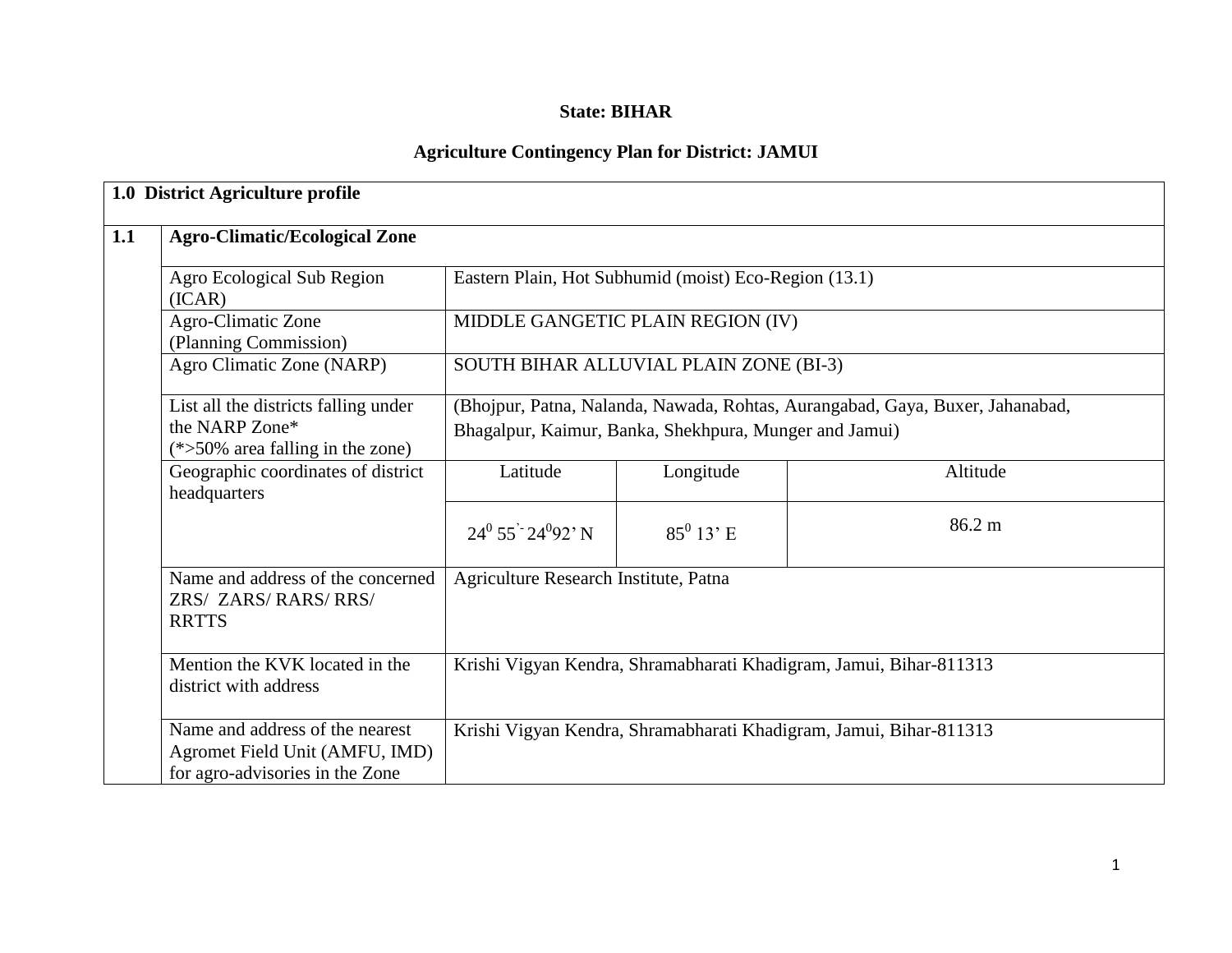**State: BIHAR**

**Agriculture Contingency Plan for District: JAMUI**

| **1.0 District Agriculture profile** | | | | |
|---|---|---|---|---|
| **1.1** | **Agro-Climatic/Ecological Zone** | | | |
| | Agro Ecological Sub Region (ICAR) | Eastern Plain, Hot Subhumid (moist) Eco-Region (13.1) | | |
| | Agro-Climatic Zone (Planning Commission) | MIDDLE GANGETIC PLAIN REGION (IV) | | |
| | Agro Climatic Zone (NARP) | SOUTH BIHAR ALLUVIAL PLAIN ZONE (BI-3) | | |
| | List all the districts falling under the NARP Zone* (*>50% area falling in the zone) | (Bhojpur, Patna, Nalanda, Nawada, Rohtas, Aurangabad, Gaya, Buxer, Jahanabad, Bhagalpur, Kaimur, Banka, Shekhpura, Munger and Jamui) | | |
| | Geographic coordinates of district headquarters | Latitude | Longitude | Altitude |
| | | $24^0$ 55'- $24^0$92' N | $85^0$ 13' E | 86.2 m |
| | Name and address of the concerned ZRS/ ZARS/ RARS/ RRS/ RRTTS | Agriculture Research Institute, Patna | | |
| | Mention the KVK located in the district with address | Krishi Vigyan Kendra, Shramabharati Khadigram, Jamui, Bihar-811313 | | |
| | Name and address of the nearest Agromet Field Unit (AMFU, IMD) for agro-advisories in the Zone | Krishi Vigyan Kendra, Shramabharati Khadigram, Jamui, Bihar-811313 | | |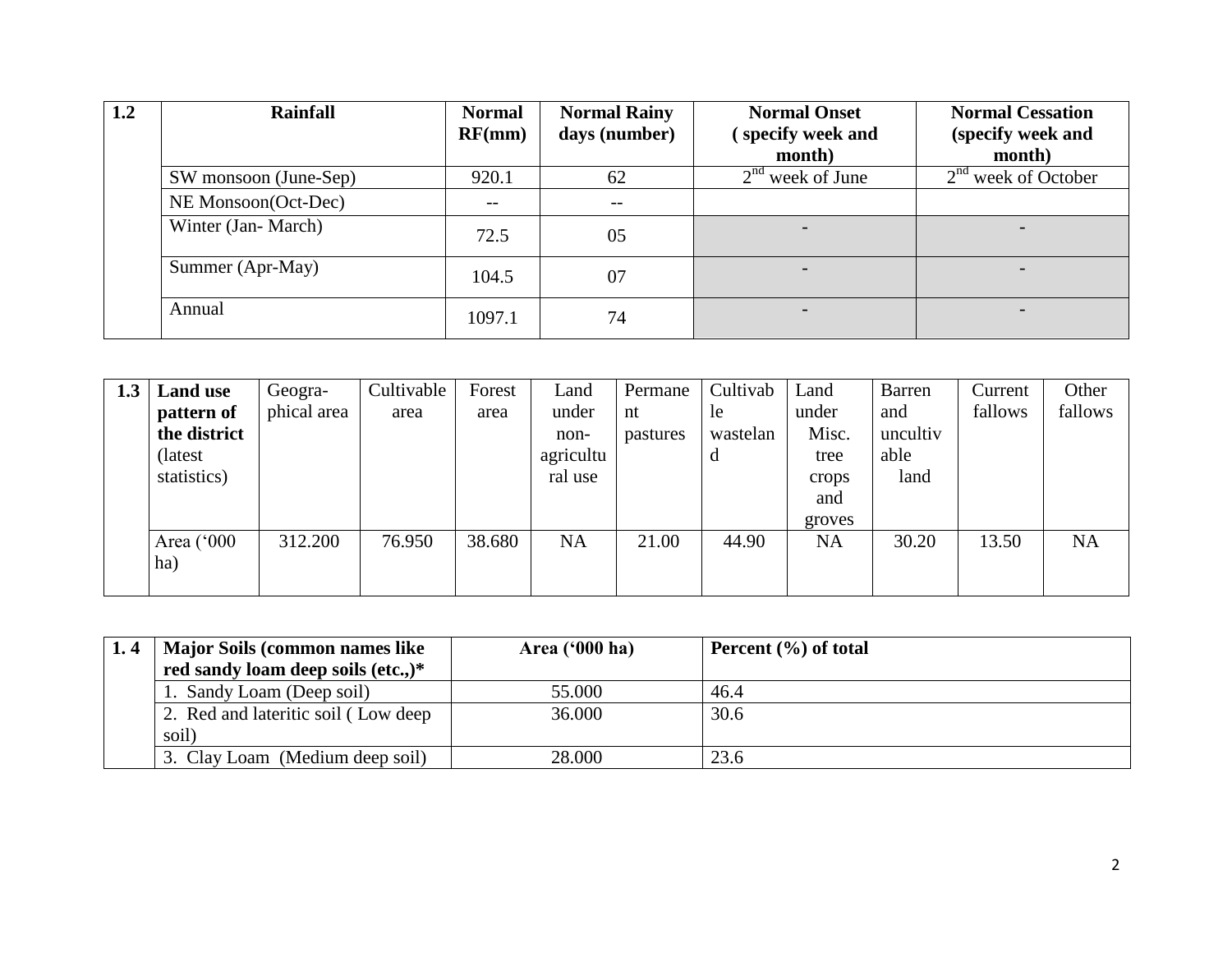| 1.2 | Rainfall | Normal RF(mm) | Normal Rainy days (number) | Normal Onset ( specify week and month) | Normal Cessation (specify week and month) |
|---|---|---|---|---|---|
| | SW monsoon (June-Sep) | 920.1 | 62 | 2nd week of June | 2nd week of October |
| | NE Monsoon(Oct-Dec) | -- | -- | | |
| | Winter (Jan- March) | 72.5 | 05 | - | - |
| | Summer (Apr-May) | 104.5 | 07 | - | - |
| | Annual | 1097.1 | 74 | - | - |

| 1.3 | Land use pattern of the district (latest statistics) | Geogra-phical area | Cultivable area | Forest area | Land under non-agricultural use | Permanent pastures | Cultivable wasteland | Land under Misc. tree crops and groves | Barren and uncultivable land | Current fallows | Other fallows |
|---|---|---|---|---|---|---|---|---|---|---|---|
| | Area ('000 ha) | 312.200 | 76.950 | 38.680 | NA | 21.00 | 44.90 | NA | 30.20 | 13.50 | NA |

| 1. 4 | Major Soils (common names like red sandy loam deep soils (etc.,)* | Area ('000 ha) | Percent (%) of total |
|---|---|---|---|
| | 1. Sandy Loam (Deep soil) | 55.000 | 46.4 |
| | 2. Red and lateritic soil ( Low deep soil) | 36.000 | 30.6 |
| | 3. Clay Loam (Medium deep soil) | 28.000 | 23.6 |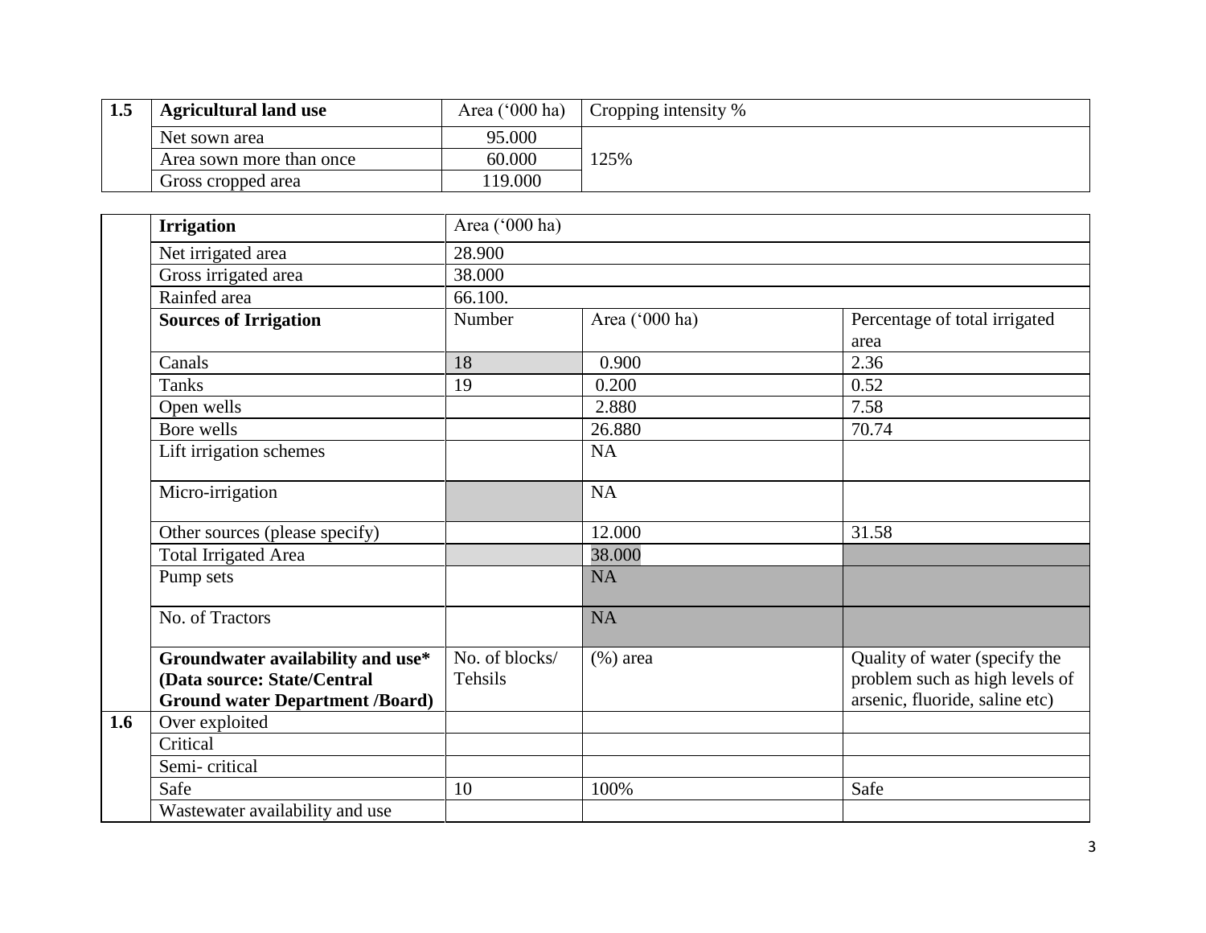| 1.5 | Agricultural land use | Area ('000 ha) | Cropping intensity % |
|---|---|---|---|
| | Net sown area | 95.000 | 125% |
| | Area sown more than once | 60.000 | |
| | Gross cropped area | 119.000 | |

| | Irrigation | Area ('000 ha) | | |
|---|---|---|---|---|
| | Net irrigated area | 28.900 | | |
| | Gross irrigated area | 38.000 | | |
| | Rainfed area | 66.100. | | |
| | **Sources of Irrigation** | Number | Area ('000 ha) | Percentage of total irrigated area |
| | Canals | 18 | 0.900 | 2.36 |
| | Tanks | 19 | 0.200 | 0.52 |
| | Open wells | | 2.880 | 7.58 |
| | Bore wells | | 26.880 | 70.74 |
| | Lift irrigation schemes | | NA | |
| | Micro-irrigation | | NA | |
| | Other sources (please specify) | | 12.000 | 31.58 |
| | Total Irrigated Area | | 38.000 | |
| | Pump sets | | NA | |
| | No. of Tractors | | NA | |
| | **Groundwater availability and use\* (Data source: State/Central Ground water Department /Board)** | No. of blocks/ Tehsils | (%) area | Quality of water (specify the problem such as high levels of arsenic, fluoride, saline etc) |
| 1.6 | Over exploited | | | |
| | Critical | | | |
| | Semi- critical | | | |
| | Safe | 10 | 100% | Safe |
| | Wastewater availability and use | | | |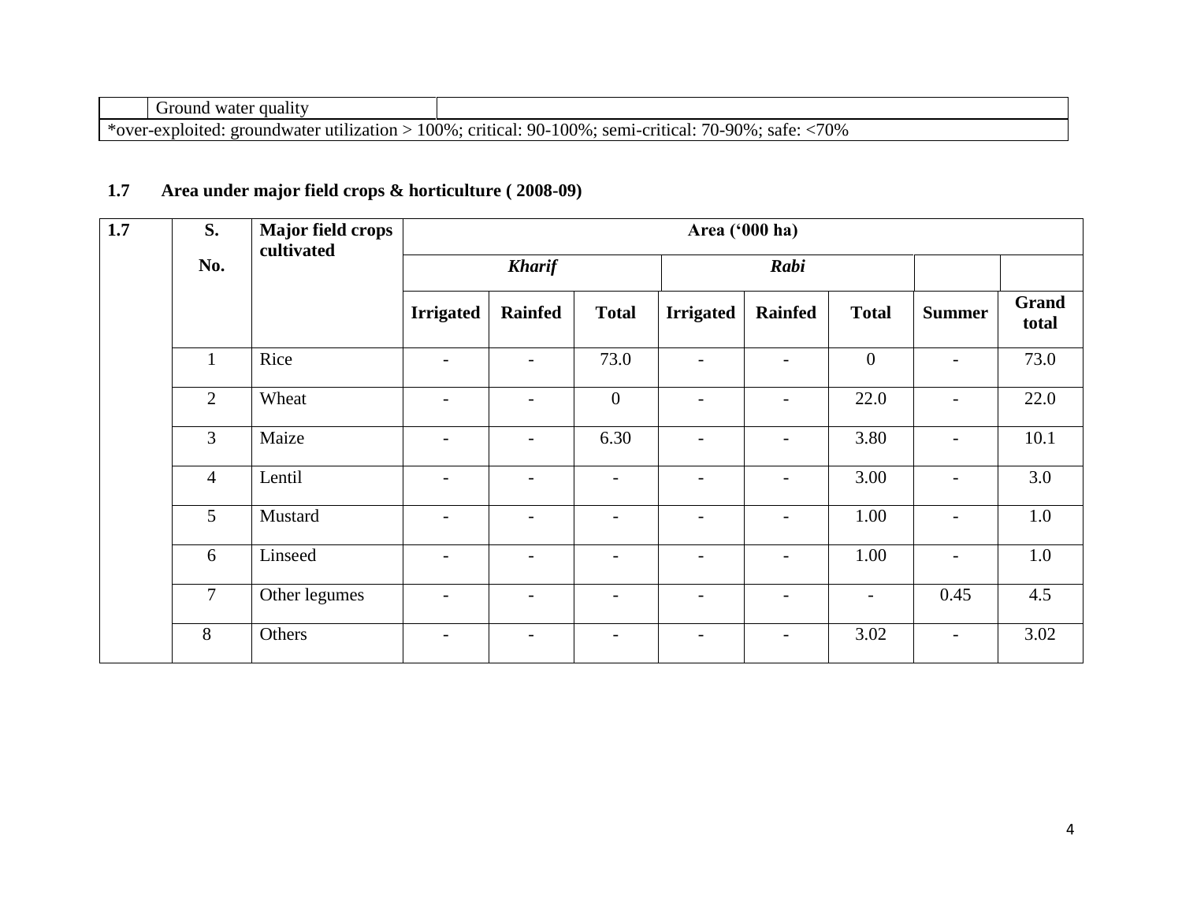| | Ground water quality | |
|---|---|---|
| *over-exploited: groundwater utilization > 100%; critical: 90-100%; semi-critical: 70-90%; safe: <70% | | |

**1.7 Area under major field crops & horticulture ( 2008-09)**

| 1.7 | S. No. | Major field crops cultivated | Area ('000 ha) | | | | | | | |
|---|---|---|---|---|---|---|---|---|---|---|
| | | | ***Kharif*** | | | ***Rabi*** | | | | |
| | | | **Irrigated** | **Rainfed** | **Total** | **Irrigated** | **Rainfed** | **Total** | **Summer** | **Grand total** |
| | 1 | Rice | - | - | 73.0 | - | - | 0 | - | 73.0 |
| | 2 | Wheat | - | - | 0 | - | - | 22.0 | - | 22.0 |
| | 3 | Maize | - | - | 6.30 | - | - | 3.80 | - | 10.1 |
| | 4 | Lentil | - | - | - | - | - | 3.00 | - | 3.0 |
| | 5 | Mustard | - | - | - | - | - | 1.00 | - | 1.0 |
| | 6 | Linseed | - | - | - | - | - | 1.00 | - | 1.0 |
| | 7 | Other legumes | - | - | - | - | - | - | 0.45 | 4.5 |
| | 8 | Others | - | - | - | - | - | 3.02 | - | 3.02 |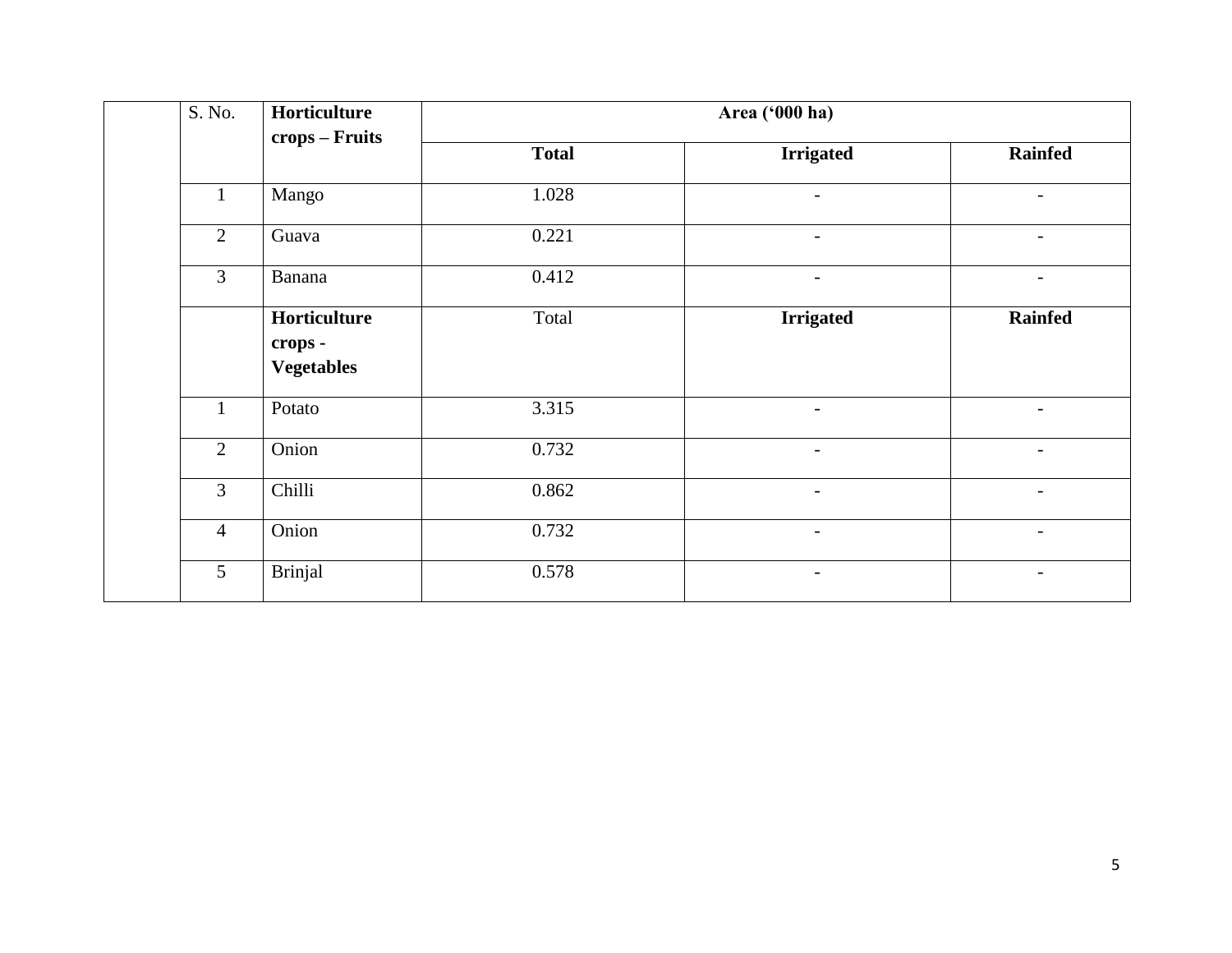| | S. No. | Horticulture crops – Fruits | Area ('000 ha) | | |
|---|---|---|---|---|---|
| | | | **Total** | **Irrigated** | **Rainfed** |
| | 1 | Mango | 1.028 | - | - |
| | 2 | Guava | 0.221 | - | - |
| | 3 | Banana | 0.412 | - | - |
| | | **Horticulture crops - Vegetables** | Total | **Irrigated** | **Rainfed** |
| | 1 | Potato | 3.315 | - | - |
| | 2 | Onion | 0.732 | - | - |
| | 3 | Chilli | 0.862 | - | - |
| | 4 | Onion | 0.732 | - | - |
| | 5 | Brinjal | 0.578 | - | - |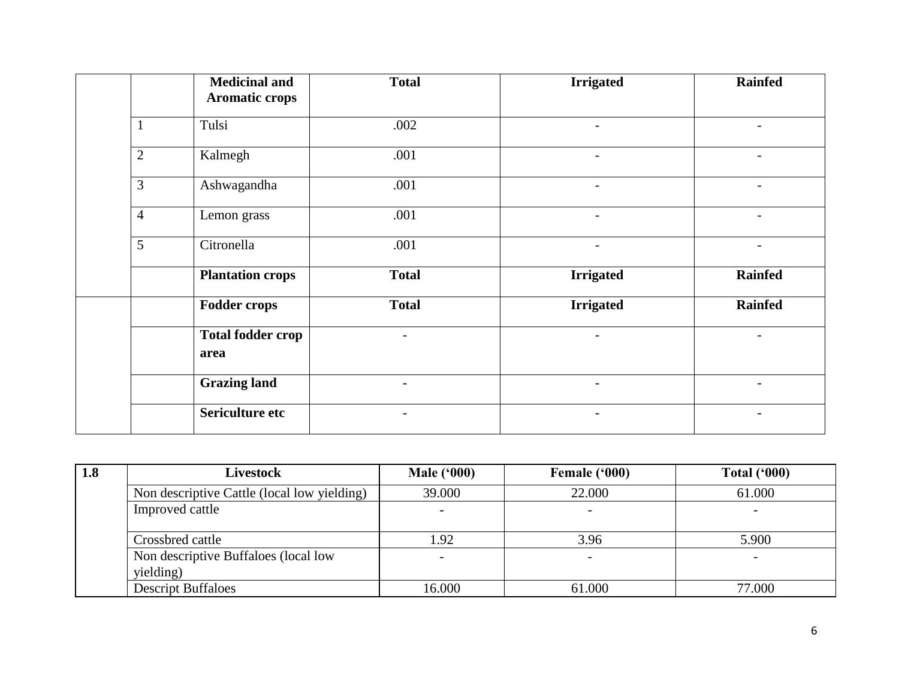| | | Medicinal and Aromatic crops | Total | Irrigated | Rainfed |
|---|---|---|---|---|---|
| | 1 | Tulsi | .002 | - | - |
| | 2 | Kalmegh | .001 | - | - |
| | 3 | Ashwagandha | .001 | - | - |
| | 4 | Lemon grass | .001 | - | - |
| | 5 | Citronella | .001 | - | - |
| | | **Plantation crops** | **Total** | **Irrigated** | **Rainfed** |
| | | **Fodder crops** | **Total** | **Irrigated** | **Rainfed** |
| | | **Total fodder crop area** | - | - | - |
| | | **Grazing land** | - | - | - |
| | | **Sericulture etc** | - | - | - |

| 1.8 | Livestock | Male ('000) | Female ('000) | Total ('000) |
|---|---|---|---|---|
| | Non descriptive Cattle (local low yielding) | 39.000 | 22.000 | 61.000 |
| | Improved cattle | - | - | - |
| | Crossbred cattle | 1.92 | 3.96 | 5.900 |
| | Non descriptive Buffaloes (local low yielding) | - | - | - |
| | Descript Buffaloes | 16.000 | 61.000 | 77.000 |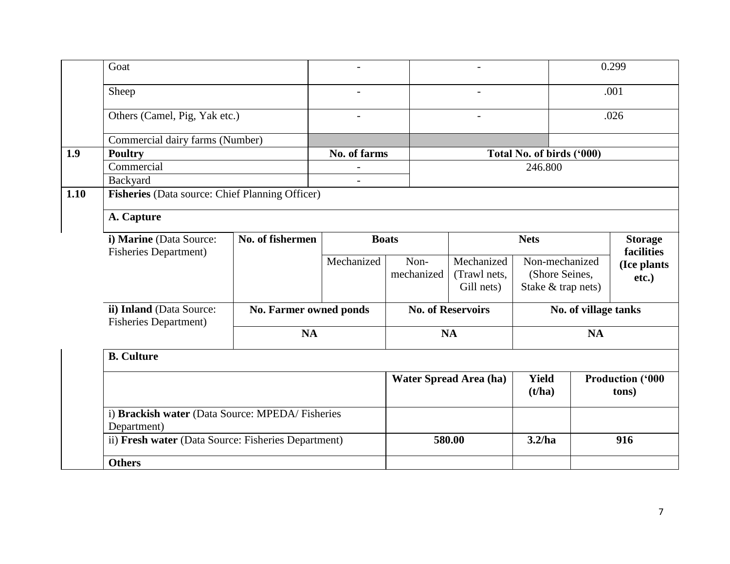| | | | | |
|---|---|---|---|---|
| | Goat | - | - | 0.299 |
| | Sheep | - | - | .001 |
| | Others (Camel, Pig, Yak etc.) | - | - | .026 |
| | Commercial dairy farms (Number) | | | |
| **1.9** | **Poultry** | **No. of farms** | **Total No. of birds ('000)** | |
| | Commercial | - | 246.800 | |
| | Backyard | - | | |

**1.10** **Fisheries** (Data source: Chief Planning Officer)

**A. Capture**

| **i) Marine** (Data Source: Fisheries Department) | **No. of fishermen** | **Boats** | | **Nets** | | **Storage facilities (Ice plants etc.)** |
|---|---|---|---|---|---|---|
| | | Mechanized | Non-mechanized | Mechanized (Trawl nets, Gill nets) | Non-mechanized (Shore Seines, Stake & trap nets) | |

| **ii) Inland** (Data Source: Fisheries Department) | **No. Farmer owned ponds** | **No. of Reservoirs** | **No. of village tanks** |
|---|---|---|---|
| | **NA** | **NA** | **NA** |

**B. Culture**

| | **Water Spread Area (ha)** | **Yield (t/ha)** | **Production ('000 tons)** |
|---|---|---|---|
| i) **Brackish water** (Data Source: MPEDA/ Fisheries Department) | | | |
| ii) **Fresh water** (Data Source: Fisheries Department) | **580.00** | **3.2/ha** | **916** |
| **Others** | | | |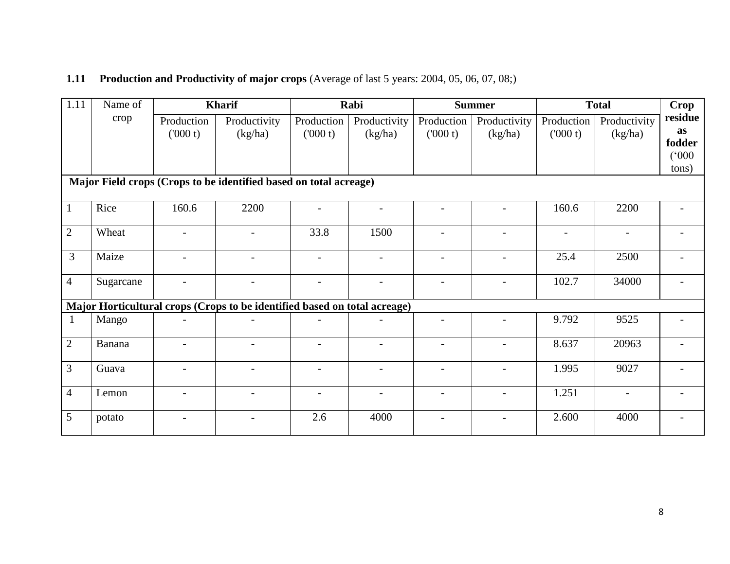**1.11 Production and Productivity of major crops** (Average of last 5 years: 2004, 05, 06, 07, 08;)

| 1.11 | Name of crop | Kharif | | Rabi | | Summer | | Total | | **Crop residue as fodder** ('000 tons) |
|---|---|---|---|---|---|---|---|---|---|---|
| | | Production ('000 t) | Productivity (kg/ha) | Production ('000 t) | Productivity (kg/ha) | Production ('000 t) | Productivity (kg/ha) | Production ('000 t) | Productivity (kg/ha) | |
| **Major Field crops (Crops to be identified based on total acreage)** | | | | | | | | | | |
| 1 | Rice | 160.6 | 2200 | - | - | - | - | 160.6 | 2200 | - |
| 2 | Wheat | - | - | 33.8 | 1500 | - | - | - | - | - |
| 3 | Maize | - | - | - | - | - | - | 25.4 | 2500 | - |
| 4 | Sugarcane | - | - | - | - | - | - | 102.7 | 34000 | - |
| **Major Horticultural crops (Crops to be identified based on total acreage)** | | | | | | | | | | |
| 1 | Mango | - | - | - | - | - | - | 9.792 | 9525 | - |
| 2 | Banana | - | - | - | - | - | - | 8.637 | 20963 | - |
| 3 | Guava | - | - | - | - | - | - | 1.995 | 9027 | - |
| 4 | Lemon | - | - | - | - | - | - | 1.251 | - | - |
| 5 | potato | - | - | 2.6 | 4000 | - | - | 2.600 | 4000 | - |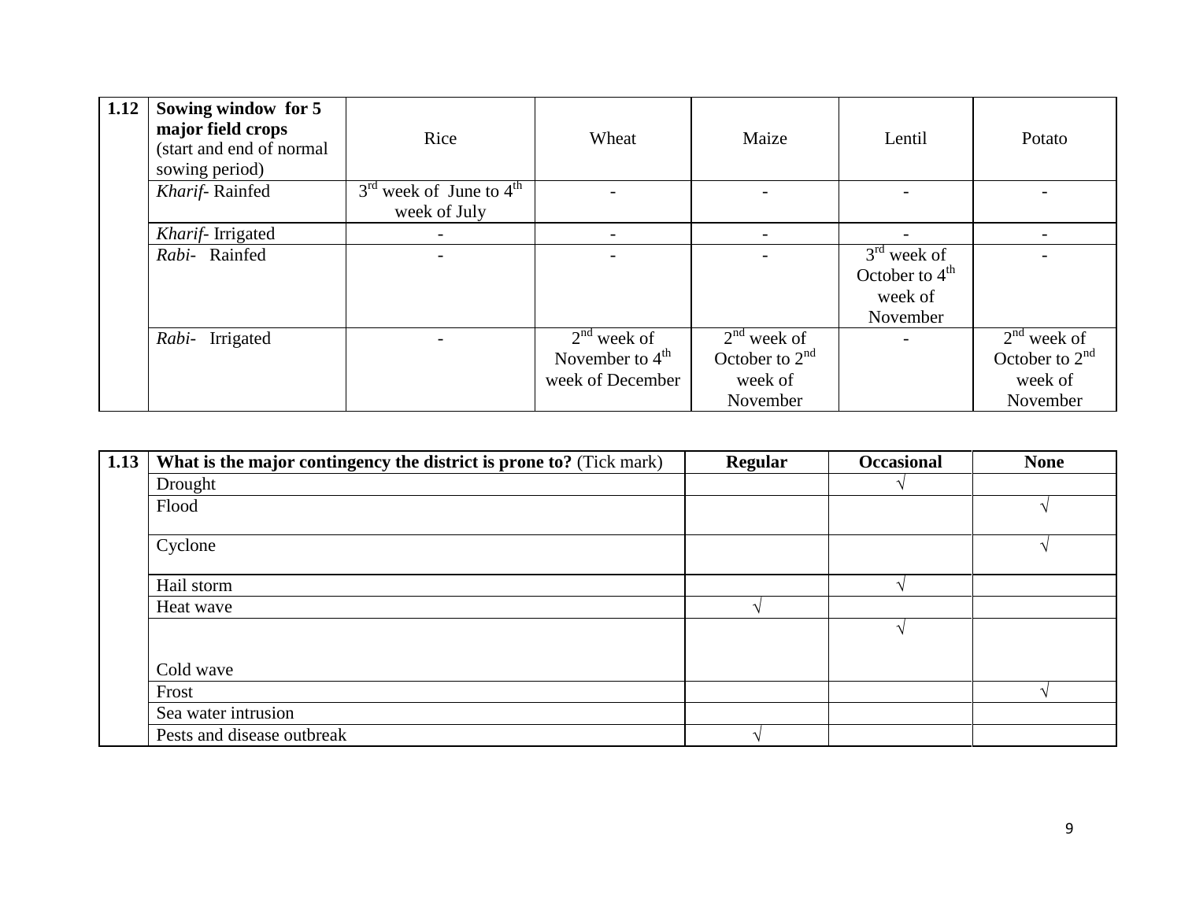| 1.12 | **Sowing window for 5 major field crops** (start and end of normal sowing period) | Rice | Wheat | Maize | Lentil | Potato |
|---|---|---|---|---|---|---|
| | *Kharif*- Rainfed | 3rd week of June to 4th week of July | - | - | - | - |
| | *Kharif*- Irrigated | - | - | - | - | - |
| | *Rabi*- Rainfed | - | - | - | 3rd week of October to 4th week of November | - |
| | *Rabi*- Irrigated | - | 2nd week of November to 4th week of December | 2nd week of October to 2nd week of November | - | 2nd week of October to 2nd week of November |

| 1.13 | **What is the major contingency the district is prone to?** (Tick mark) | **Regular** | **Occasional** | **None** |
|---|---|---|---|---|
| | Drought | | √ | |
| | Flood | | | √ |
| | Cyclone | | | √ |
| | Hail storm | | √ | |
| | Heat wave | √ | | |
| | Cold wave | | √ | |
| | Frost | | | √ |
| | Sea water intrusion | | | |
| | Pests and disease outbreak | √ | | |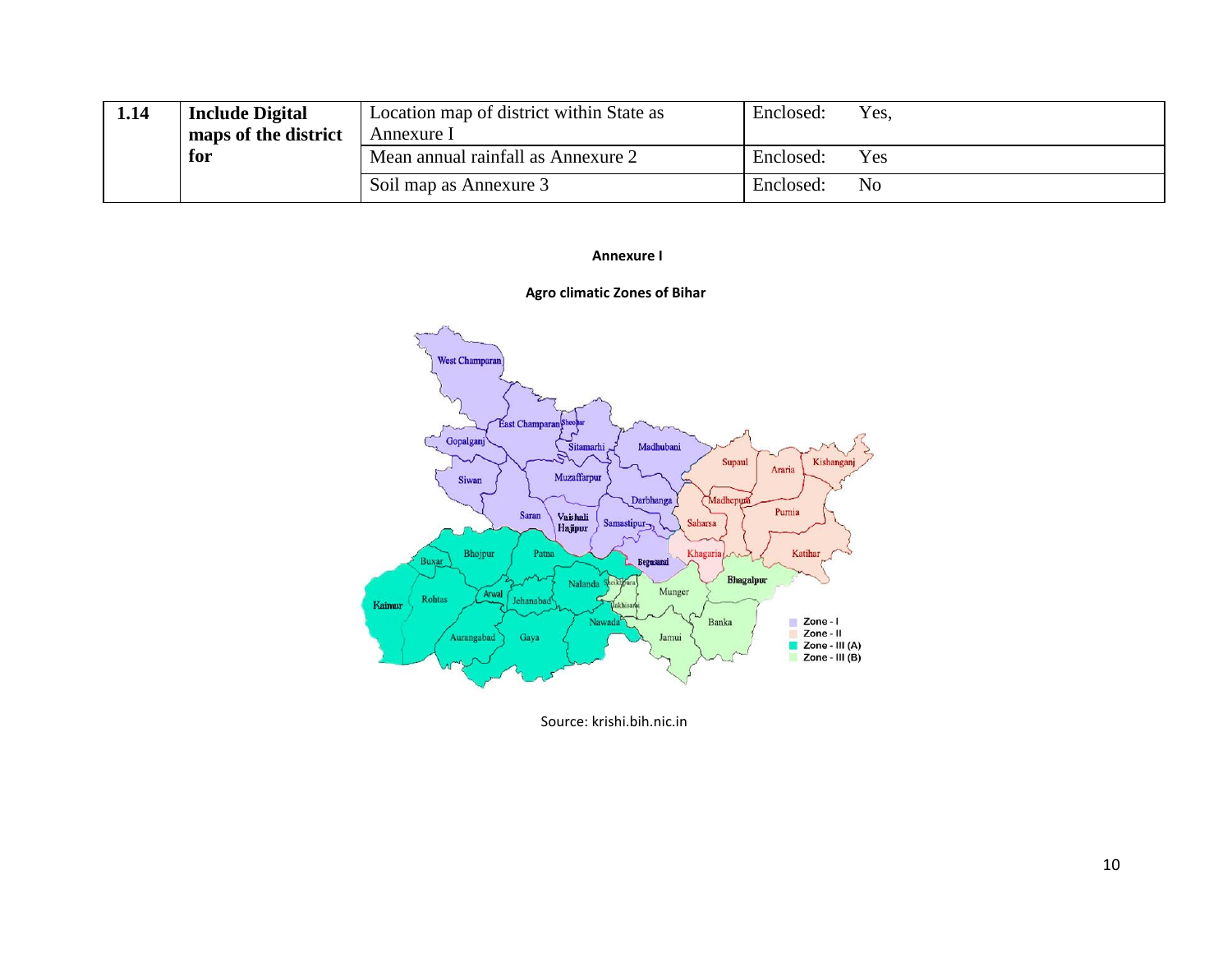| 1.14 | Include Digital maps of the district for | Location map of district within State as Annexure I | Enclosed: Yes, |
|---|---|---|---|
| | | Mean annual rainfall as Annexure 2 | Enclosed: Yes |
| | | Soil map as Annexure 3 | Enclosed: No |

**Annexure I**

**Agro climatic Zones of Bihar**

Source: krishi.bih.nic.in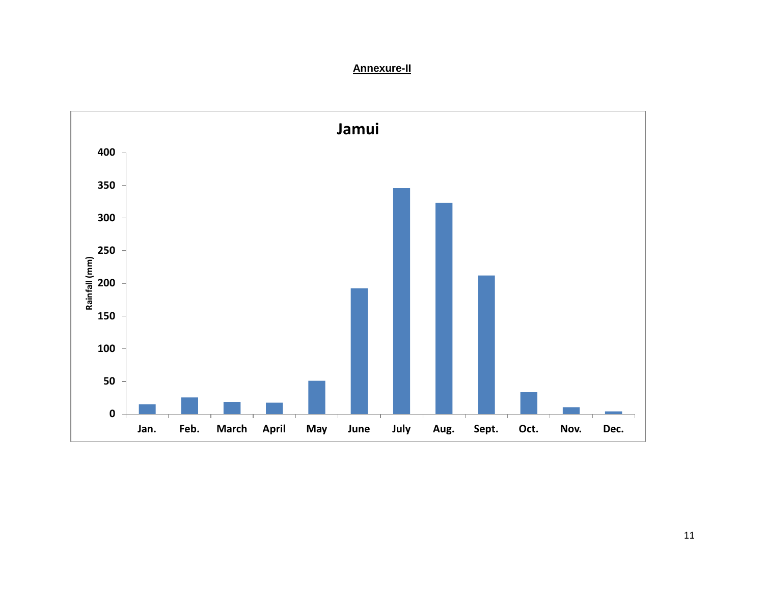**Annexure-II**

Jamui

| Month | Rainfall (mm) |
|---|---|
| Jan. | |
| Feb. | |
| March | |
| April | |
| May | |
| June | |
| July | |
| Aug. | |
| Sept. | |
| Oct. | |
| Nov. | |
| Dec. | |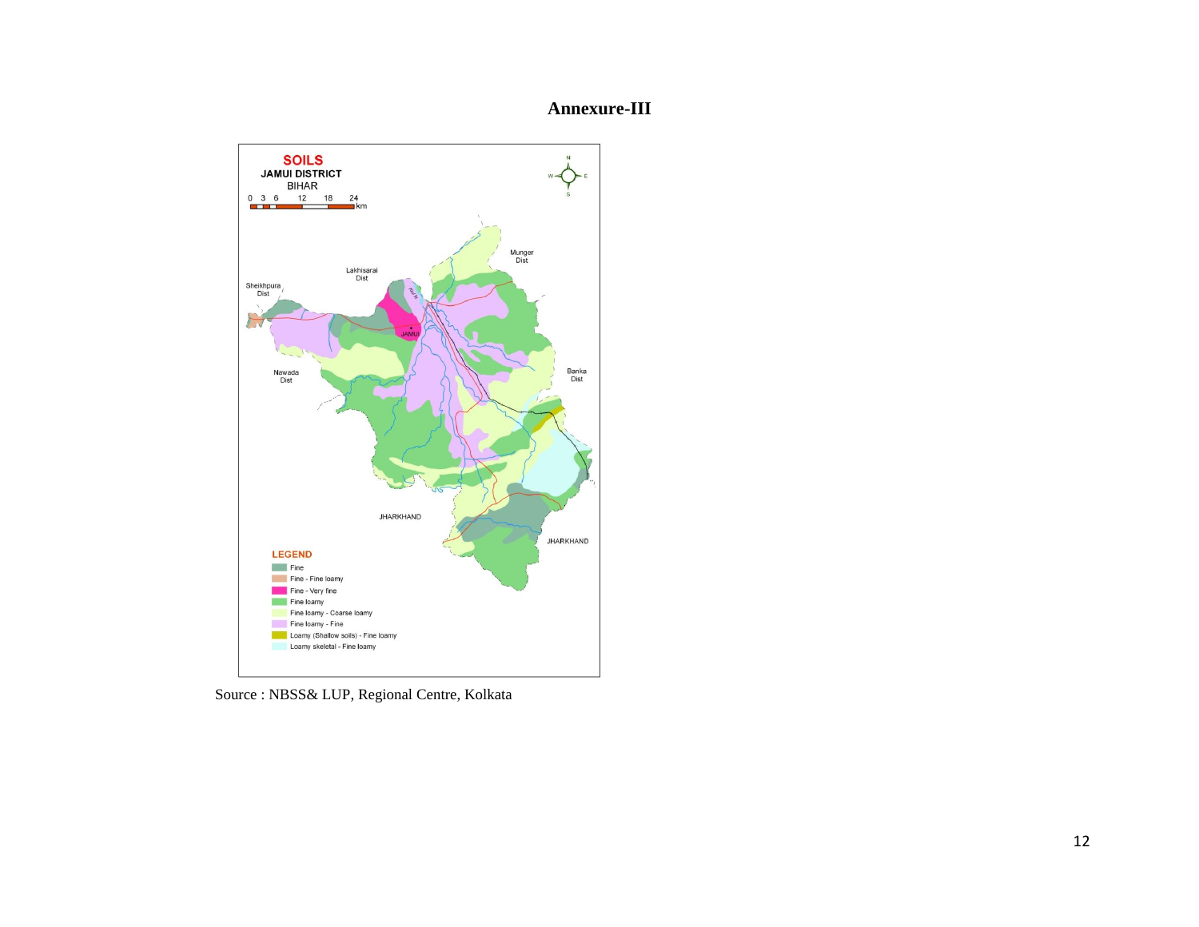# Annexure-III

**SOILS**
**JAMUI DISTRICT**
BIHAR

0 3 6 12 18 24 km

Lakhisarai Dist

Sheikhpura Dist

Munger Dist

Nawada Dist

Banka Dist

JAMUI

JHARKHAND

JHARKHAND

**LEGEND**

- Fine
- Fine - Fine loamy
- Fine - Very fine
- Fine loamy
- Fine loamy - Coarse loamy
- Fine loamy - Fine
- Loamy (Shallow soils) - Fine loamy
- Loamy skeletal - Fine loamy

Source : NBSS& LUP, Regional Centre, Kolkata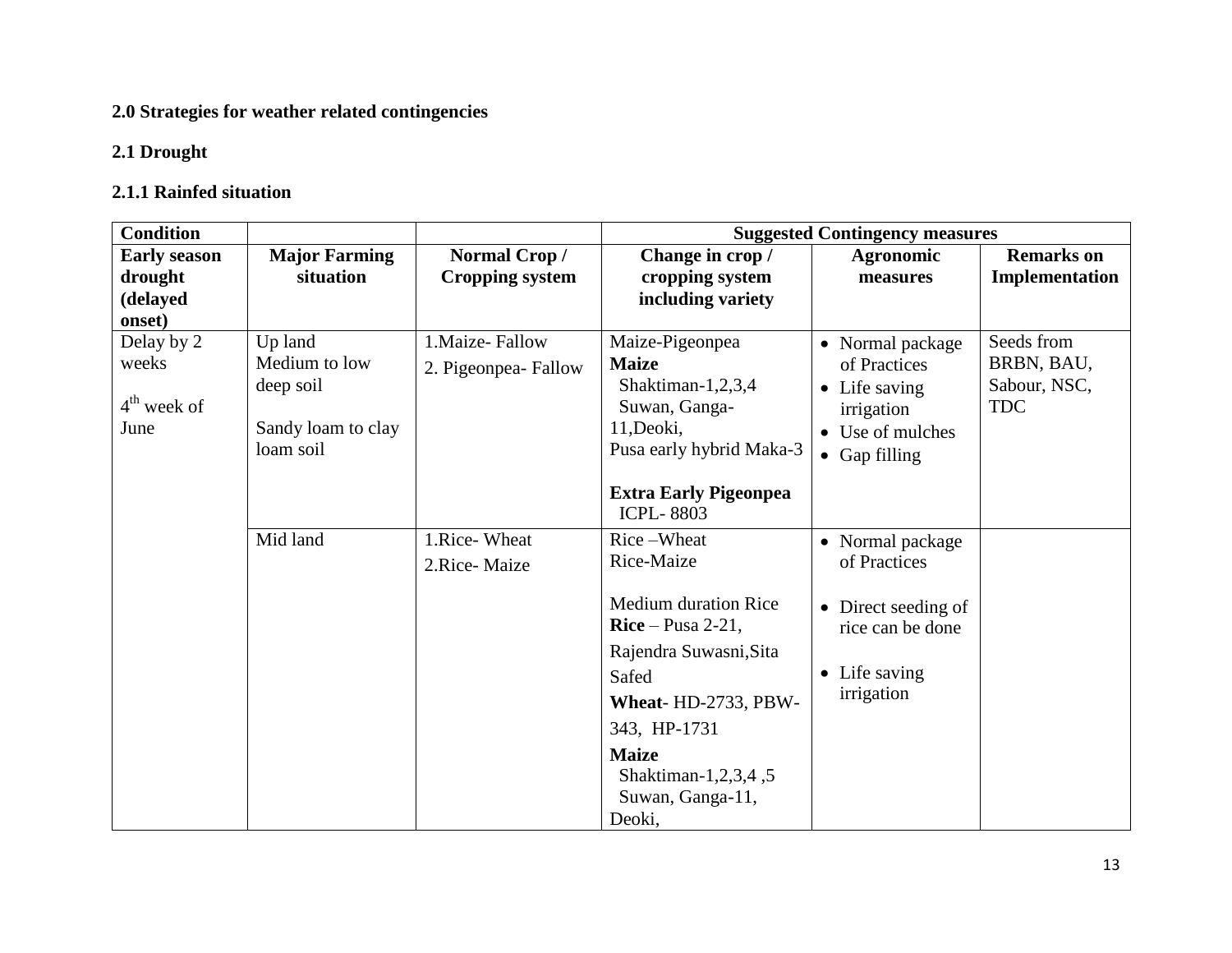## 2.0 Strategies for weather related contingencies

### 2.1 Drought

#### 2.1.1 Rainfed situation

| Condition | | | Suggested Contingency measures | | |
|---|---|---|---|---|---|
| **Early season drought (delayed onset)** | **Major Farming situation** | **Normal Crop / Cropping system** | **Change in crop / cropping system including variety** | **Agronomic measures** | **Remarks on Implementation** |
| Delay by 2 weeks<br><br>4th week of June | Up land<br>Medium to low deep soil<br><br>Sandy loam to clay loam soil | 1.Maize- Fallow<br>2. Pigeonpea- Fallow | Maize-Pigeonpea<br>**Maize**<br>Shaktiman-1,2,3,4<br>Suwan, Ganga-11,Deoki,<br>Pusa early hybrid Maka-3<br><br>**Extra Early Pigeonpea**<br>ICPL- 8803 | • Normal package of Practices<br>• Life saving irrigation<br>• Use of mulches<br>• Gap filling | Seeds from BRBN, BAU, Sabour, NSC, TDC |
| | Mid land | 1.Rice- Wheat<br>2.Rice- Maize | Rice –Wheat<br>Rice-Maize<br><br>Medium duration Rice<br>**Rice** – Pusa 2-21,<br>Rajendra Suwasni,Sita Safed<br>**Wheat**- HD-2733, PBW-343, HP-1731<br>**Maize**<br>Shaktiman-1,2,3,4 ,5<br>Suwan, Ganga-11,<br>Deoki, | • Normal package of Practices<br><br>• Direct seeding of rice can be done<br><br>• Life saving irrigation | |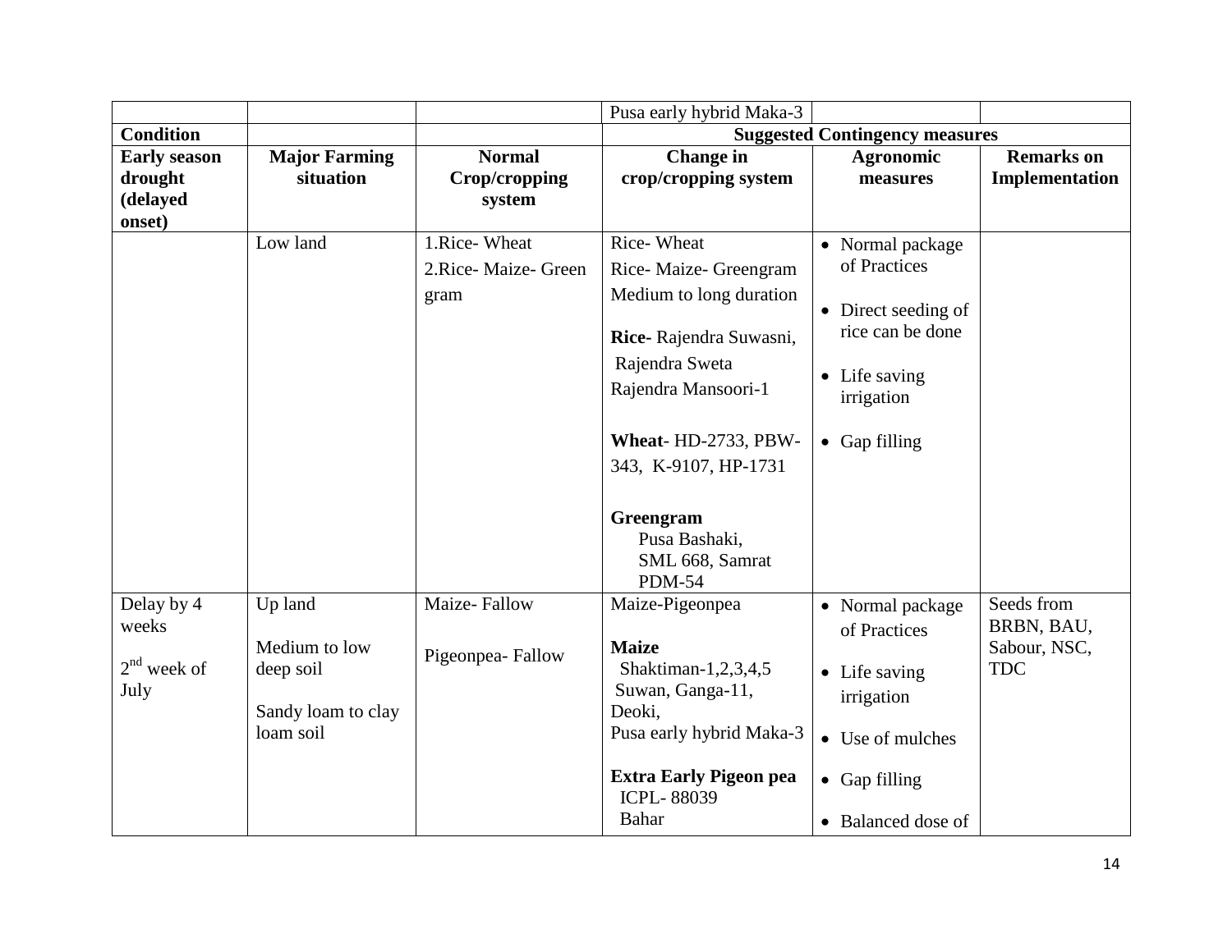| | | | Pusa early hybrid Maka-3 | | |
|---|---|---|---|---|---|
| **Condition** | | | **Suggested Contingency measures** | | |
| **Early season drought (delayed onset)** | **Major Farming situation** | **Normal Crop/cropping system** | **Change in crop/cropping system** | **Agronomic measures** | **Remarks on Implementation** |
| | Low land | 1.Rice- Wheat<br>2.Rice- Maize- Green gram | Rice- Wheat<br>Rice- Maize- Greengram<br>Medium to long duration<br>**Rice**- Rajendra Suwasni, Rajendra Sweta<br>Rajendra Mansoori-1<br>**Wheat**- HD-2733, PBW-343, K-9107, HP-1731<br>**Greengram**<br>Pusa Bashaki,<br>SML 668, Samrat<br>PDM-54 | • Normal package of Practices<br>• Direct seeding of rice can be done<br>• Life saving irrigation<br>• Gap filling | |
| Delay by 4 weeks<br>2nd week of July | Up land<br>Medium to low deep soil<br>Sandy loam to clay loam soil | Maize- Fallow<br>Pigeonpea- Fallow | Maize-Pigeonpea<br>**Maize**<br>Shaktiman-1,2,3,4,5<br>Suwan, Ganga-11,<br>Deoki,<br>Pusa early hybrid Maka-3<br>**Extra Early Pigeon pea**<br>ICPL- 88039<br>Bahar | • Normal package of Practices<br>• Life saving irrigation<br>• Use of mulches<br>• Gap filling<br>• Balanced dose of | Seeds from BRBN, BAU, Sabour, NSC, TDC |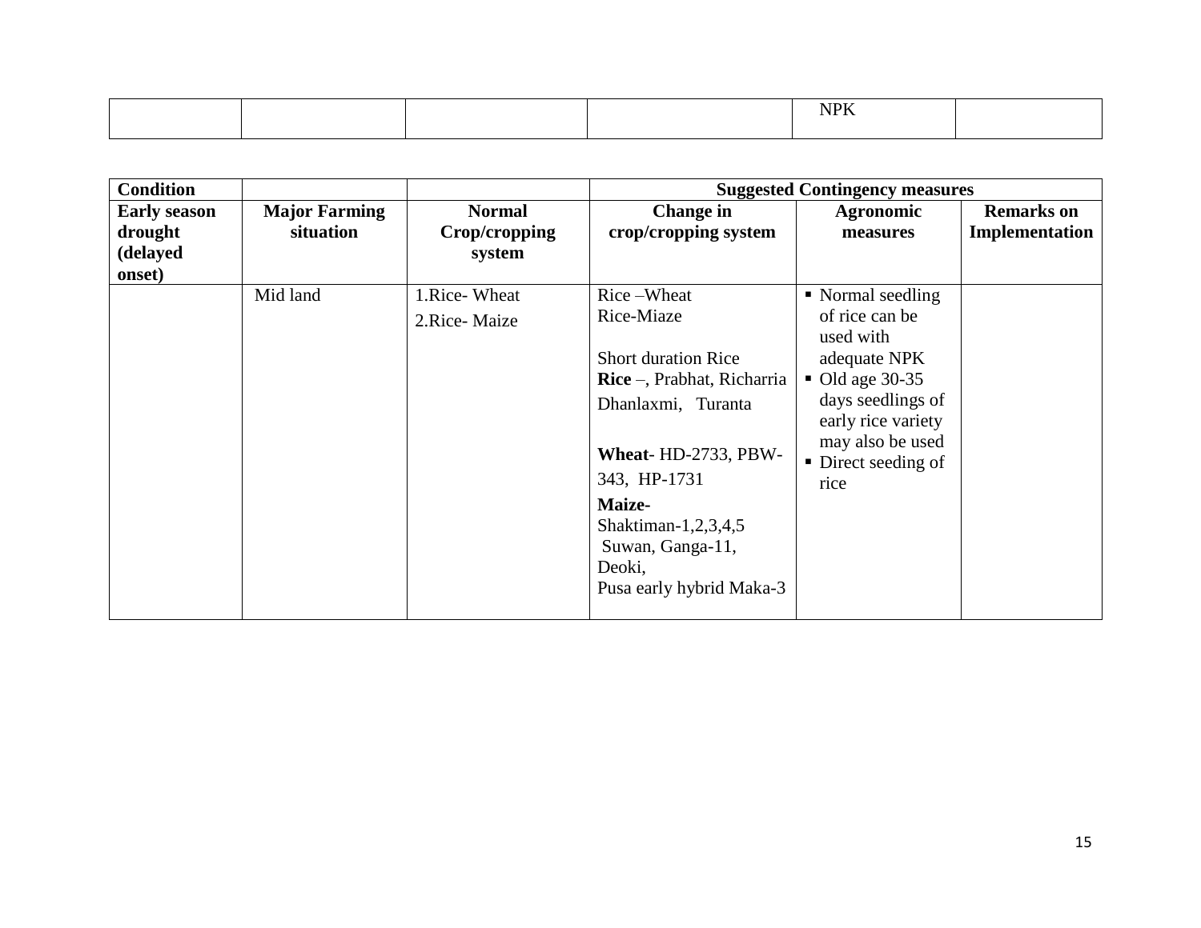|  |  |  |  | NPK |  |
|---|---|---|---|---|---|

| Condition |  |  | Suggested Contingency measures |  |  |
|---|---|---|---|---|---|
| Early season drought (delayed onset) | Major Farming situation | Normal Crop/cropping system | Change in crop/cropping system | Agronomic measures | Remarks on Implementation |
|  | Mid land | 1.Rice- Wheat<br>2.Rice- Maize | Rice –Wheat<br>Rice-Miaze<br><br>Short duration Rice<br>**Rice** –, Prabhat, Richarria Dhanlaxmi, Turanta<br><br>**Wheat**- HD-2733, PBW-343, HP-1731<br>**Maize**-<br>Shaktiman-1,2,3,4,5<br>Suwan, Ganga-11,<br>Deoki,<br>Pusa early hybrid Maka-3 | ▪ Normal seedling of rice can be used with adequate NPK<br>▪ Old age 30-35 days seedlings of early rice variety may also be used<br>▪ Direct seeding of rice |  |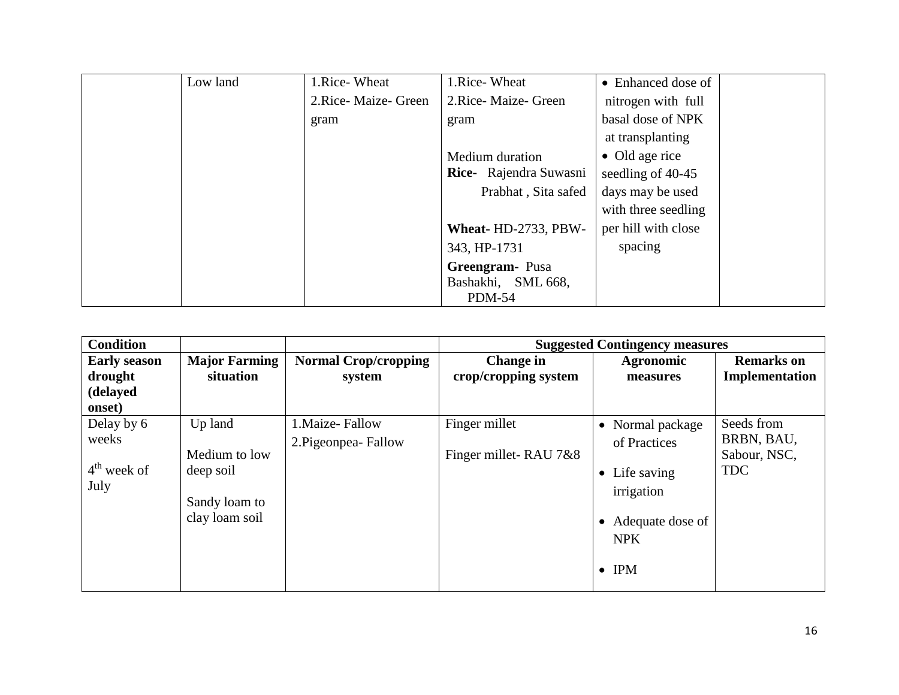|  | Low land | 1.Rice- Wheat<br>2.Rice- Maize- Green gram | 1.Rice- Wheat<br>2.Rice- Maize- Green gram<br><br>Medium duration<br>**Rice-** Rajendra Suwasni Prabhat , Sita safed<br><br>**Wheat-** HD-2733, PBW-343, HP-1731<br>**Greengram-** Pusa Bashakhi, SML 668, PDM-54 | • Enhanced dose of nitrogen with full basal dose of NPK at transplanting<br>• Old age rice seedling of 40-45 days may be used with three seedling per hill with close spacing |  |
|---|---|---|---|---|---|

| Condition | | | Suggested Contingency measures | | |
|---|---|---|---|---|---|
| **Early season drought (delayed onset)** | **Major Farming situation** | **Normal Crop/cropping system** | **Change in crop/cropping system** | **Agronomic measures** | **Remarks on Implementation** |
| Delay by 6 weeks<br><br>4th week of July | Up land<br><br>Medium to low deep soil<br><br>Sandy loam to clay loam soil | 1.Maize- Fallow<br>2.Pigeonpea- Fallow | Finger millet<br><br>Finger millet- RAU 7&8 | • Normal package of Practices<br>• Life saving irrigation<br>• Adequate dose of NPK<br>• IPM | Seeds from BRBN, BAU, Sabour, NSC, TDC |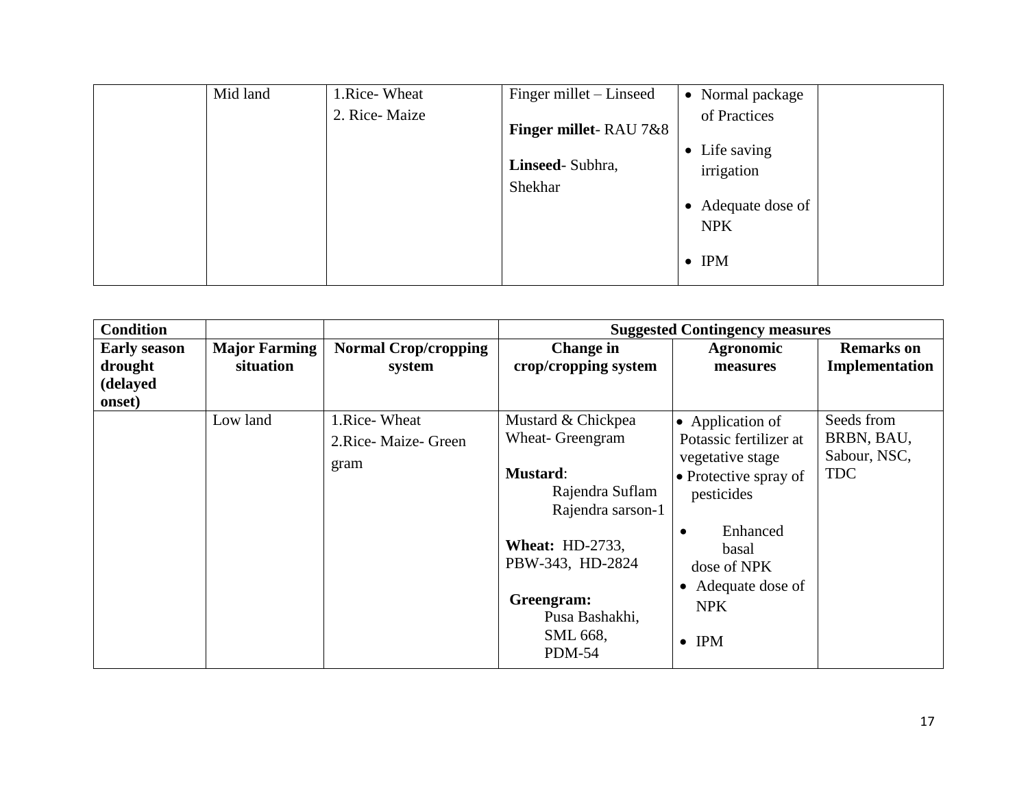| | Mid land | 1.Rice- Wheat<br>2. Rice- Maize | Finger millet – Linseed<br><br>**Finger millet**- RAU 7&8<br><br>**Linseed**- Subhra, Shekhar | • Normal package of Practices<br>• Life saving irrigation<br>• Adequate dose of NPK<br>• IPM | |
|---|---|---|---|---|---|

| **Condition** | | | **Suggested Contingency measures** | | |
|---|---|---|---|---|---|
| **Early season drought (delayed onset)** | **Major Farming situation** | **Normal Crop/cropping system** | **Change in crop/cropping system** | **Agronomic measures** | **Remarks on Implementation** |
| | Low land | 1.Rice- Wheat<br>2.Rice- Maize- Green gram | Mustard & Chickpea<br>Wheat- Greengram<br><br>**Mustard**:<br>Rajendra Suflam<br>Rajendra sarson-1<br><br>**Wheat:** HD-2733, PBW-343, HD-2824<br><br>**Greengram:**<br>Pusa Bashakhi,<br>SML 668,<br>PDM-54 | • Application of Potassic fertilizer at vegetative stage<br>• Protective spray of pesticides<br>• Enhanced basal dose of NPK<br>• Adequate dose of NPK<br>• IPM | Seeds from BRBN, BAU, Sabour, NSC, TDC |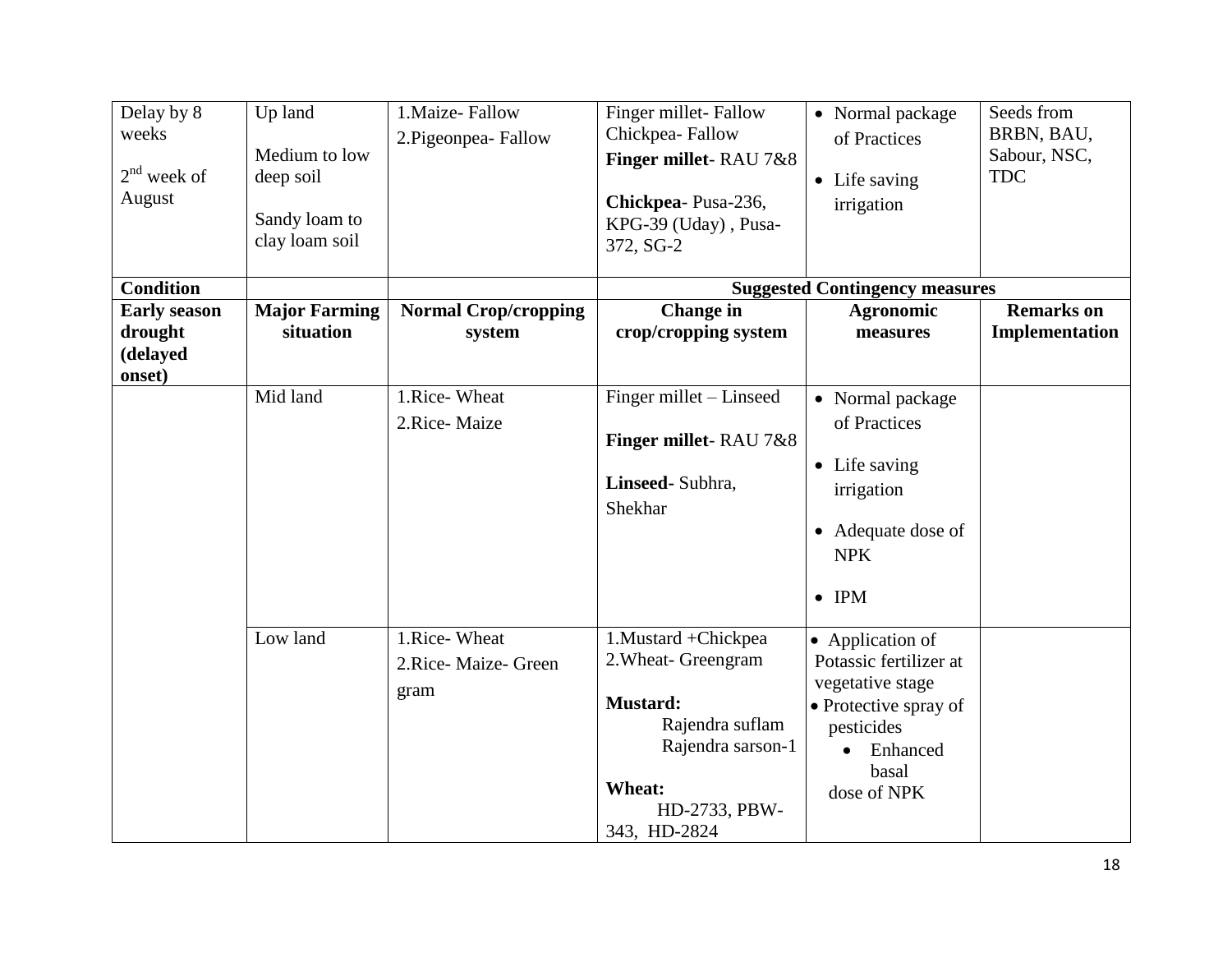| Delay by 8 weeks<br><br>2[nd] week of August | Up land<br><br>Medium to low deep soil<br><br>Sandy loam to clay loam soil | 1.Maize- Fallow<br>2.Pigeonpea- Fallow | Finger millet- Fallow<br>Chickpea- Fallow<br>**Finger millet**- RAU 7&8<br><br>**Chickpea**- Pusa-236, KPG-39 (Uday) , Pusa-372, SG-2 | • Normal package of Practices<br><br>• Life saving irrigation | Seeds from BRBN, BAU, Sabour, NSC, TDC |
|---|---|---|---|---|---|
| **Condition** | | | **Suggested Contingency measures** | | |
| **Early season drought (delayed onset)** | **Major Farming situation** | **Normal Crop/cropping system** | **Change in crop/cropping system** | **Agronomic measures** | **Remarks on Implementation** |
| | Mid land | 1.Rice- Wheat<br>2.Rice- Maize | Finger millet – Linseed<br><br>**Finger millet**- RAU 7&8<br><br>**Linseed**- Subhra, Shekhar | • Normal package of Practices<br><br>• Life saving irrigation<br><br>• Adequate dose of NPK<br><br>• IPM | |
| | Low land | 1.Rice- Wheat<br>2.Rice- Maize- Green gram | 1.Mustard +Chickpea<br>2.Wheat- Greengram<br><br>**Mustard:**<br>Rajendra suflam<br>Rajendra sarson-1<br><br>**Wheat:**<br>HD-2733, PBW-343, HD-2824 | • Application of Potassic fertilizer at vegetative stage<br>• Protective spray of pesticides<br>• Enhanced basal dose of NPK | |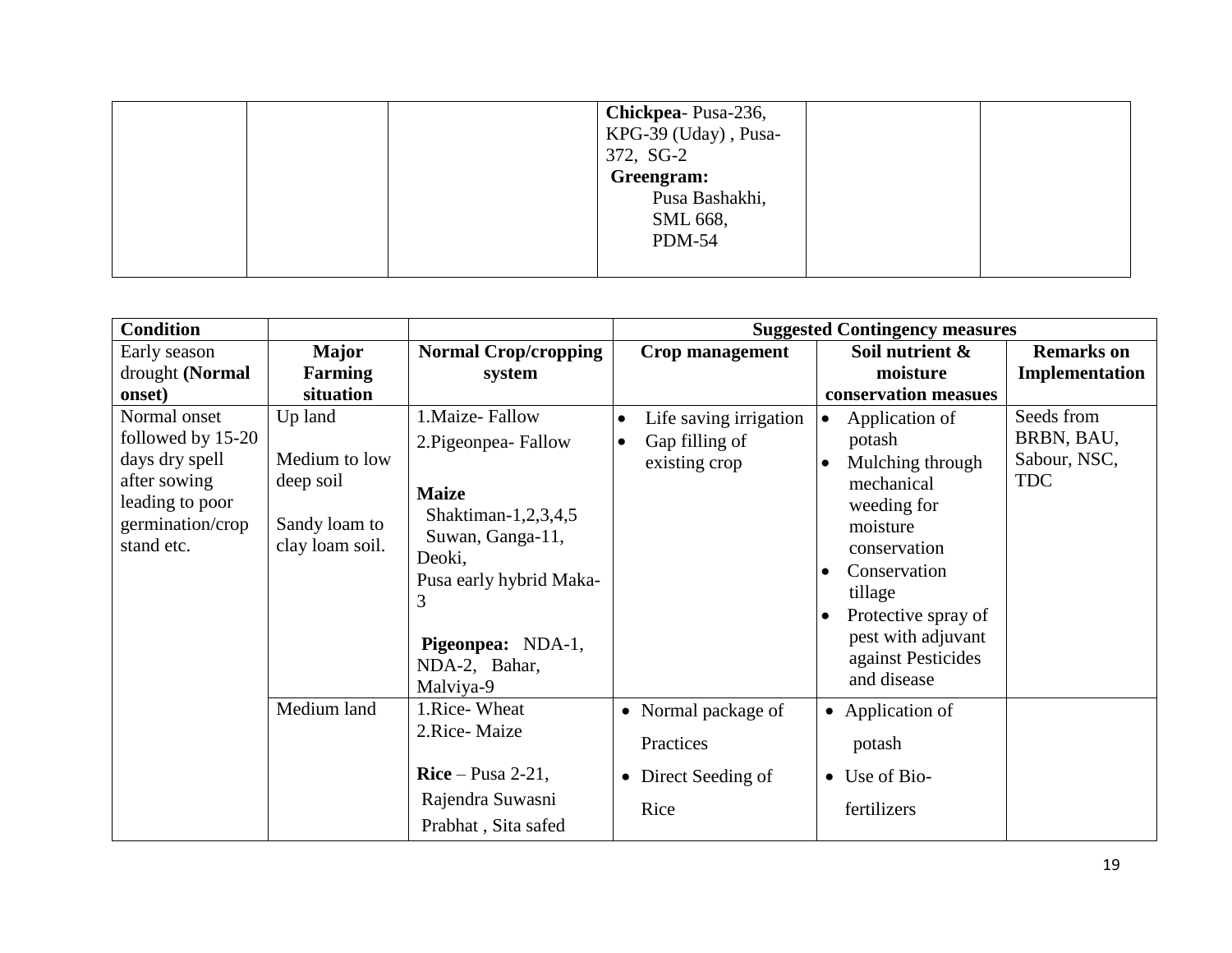| | | | Chickpea- Pusa-236, KPG-39 (Uday) , Pusa-372, SG-2<br>Greengram:<br>Pusa Bashakhi,<br>SML 668,<br>PDM-54 | | |
|---|---|---|---|---|---|

| Condition | | | Suggested Contingency measures | | |
|---|---|---|---|---|---|
| Early season drought **(Normal onset)** | **Major Farming situation** | **Normal Crop/cropping system** | **Crop management** | **Soil nutrient & moisture conservation measues** | **Remarks on Implementation** |
| Normal onset followed by 15-20 days dry spell after sowing leading to poor germination/crop stand etc. | Up land<br><br>Medium to low deep soil<br><br>Sandy loam to clay loam soil. | 1.Maize- Fallow<br>2.Pigeonpea- Fallow<br><br>**Maize**<br>Shaktiman-1,2,3,4,5<br>Suwan, Ganga-11, Deoki,<br>Pusa early hybrid Maka-3<br><br>**Pigeonpea:** NDA-1, NDA-2, Bahar, Malviya-9 | • Life saving irrigation<br>• Gap filling of existing crop | • Application of potash<br>• Mulching through mechanical weeding for moisture conservation<br>• Conservation tillage<br>• Protective spray of pest with adjuvant against Pesticides and disease | Seeds from BRBN, BAU, Sabour, NSC, TDC |
| | Medium land | 1.Rice- Wheat<br>2.Rice- Maize<br><br>**Rice** – Pusa 2-21,<br>Rajendra Suwasni<br>Prabhat , Sita safed | • Normal package of Practices<br>• Direct Seeding of Rice | • Application of potash<br>• Use of Bio-fertilizers | |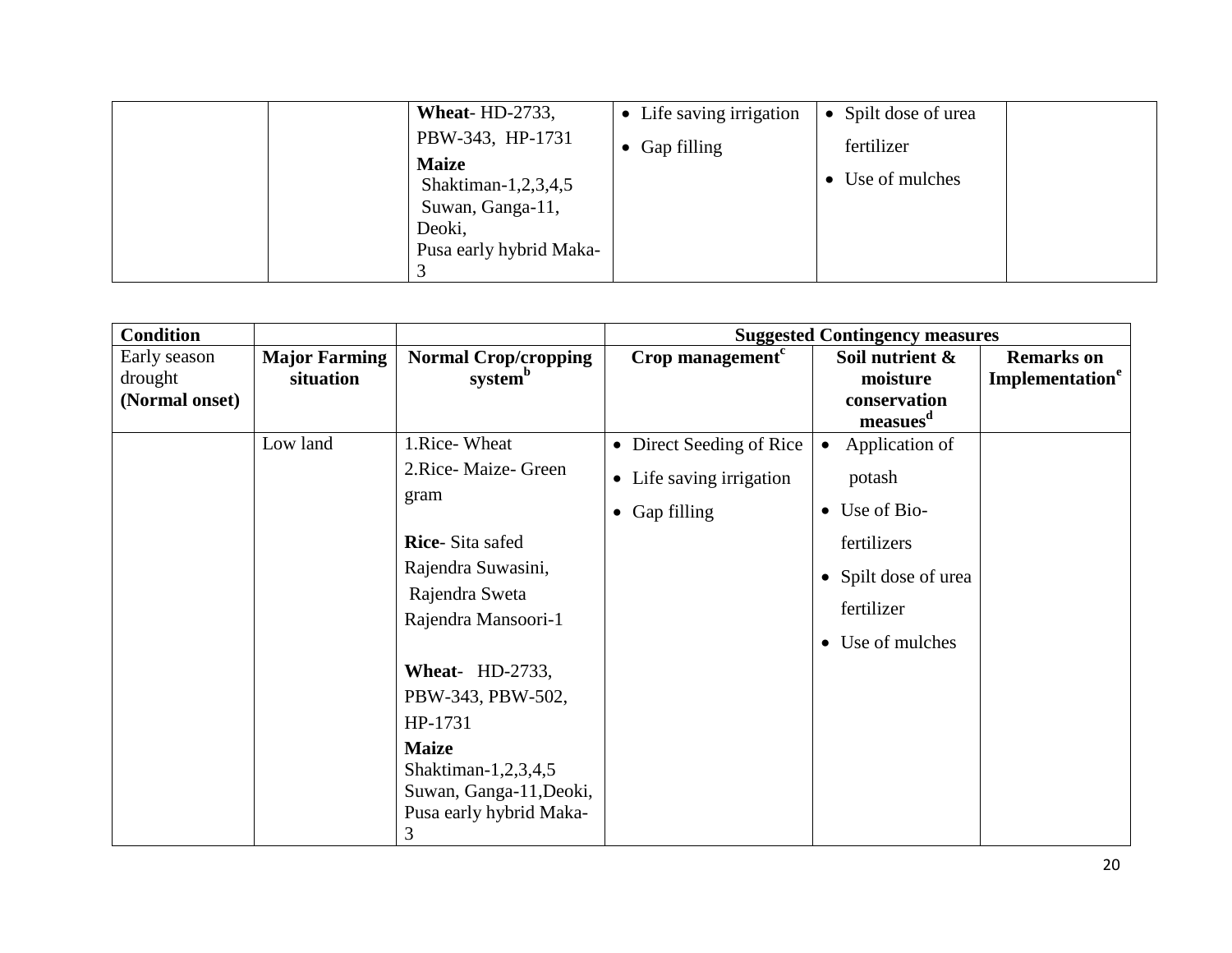| | | | | | |
|---|---|---|---|---|---|
| | | **Wheat**- HD-2733, PBW-343, HP-1731<br>**Maize**<br>Shaktiman-1,2,3,4,5<br>Suwan, Ganga-11, Deoki,<br>Pusa early hybrid Maka-3 | • Life saving irrigation<br>• Gap filling | • Spilt dose of urea fertilizer<br>• Use of mulches | |

| Condition | | | Suggested Contingency measures | | |
|---|---|---|---|---|---|
| Early season drought **(Normal onset)** | **Major Farming situation** | **Normal Crop/cropping system[b]** | **Crop management[c]** | **Soil nutrient & moisture conservation measues[d]** | **Remarks on Implementation[e]** |
| | Low land | 1.Rice- Wheat<br>2.Rice- Maize- Green gram<br><br>**Rice**- Sita safed<br>Rajendra Suwasini,<br>Rajendra Sweta<br>Rajendra Mansoori-1<br><br>**Wheat**- HD-2733, PBW-343, PBW-502, HP-1731<br>**Maize**<br>Shaktiman-1,2,3,4,5<br>Suwan, Ganga-11,Deoki,<br>Pusa early hybrid Maka-3 | • Direct Seeding of Rice<br>• Life saving irrigation<br>• Gap filling | • Application of potash<br>• Use of Bio-fertilizers<br>• Spilt dose of urea fertilizer<br>• Use of mulches | |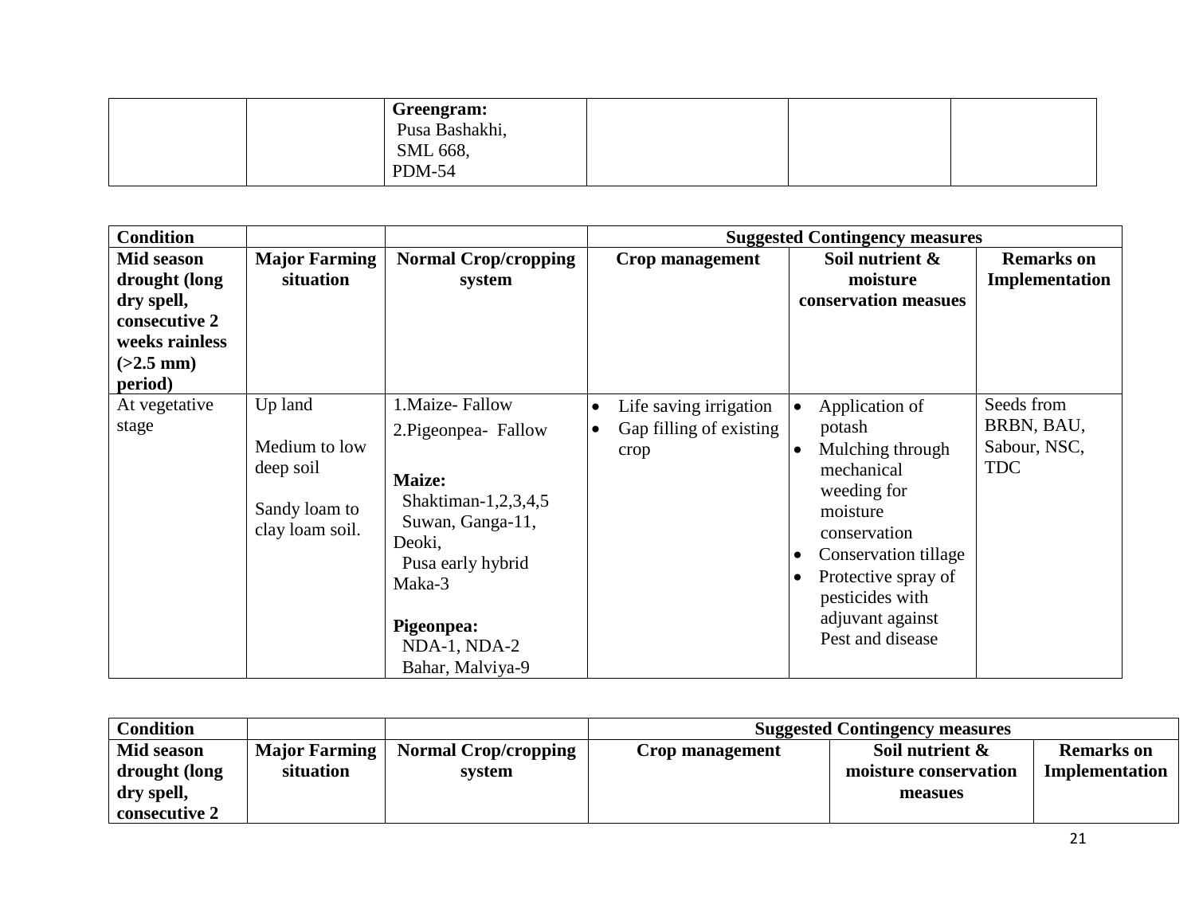| | | **Greengram:**<br>Pusa Bashakhi,<br>SML 668,<br>PDM-54 | | | |
|---|---|---|---|---|---|

| **Condition** | | | **Suggested Contingency measures** | | |
|---|---|---|---|---|---|
| **Mid season drought (long dry spell, consecutive 2 weeks rainless (>2.5 mm) period)** | **Major Farming situation** | **Normal Crop/cropping system** | **Crop management** | **Soil nutrient & moisture conservation measues** | **Remarks on Implementation** |
| At vegetative stage | Up land<br><br>Medium to low deep soil<br><br>Sandy loam to clay loam soil. | 1.Maize- Fallow<br>2.Pigeonpea- Fallow<br><br>**Maize:**<br>Shaktiman-1,2,3,4,5<br>Suwan, Ganga-11, Deoki,<br>Pusa early hybrid Maka-3<br><br>**Pigeonpea:**<br>NDA-1, NDA-2<br>Bahar, Malviya-9 | • Life saving irrigation<br>• Gap filling of existing crop | • Application of potash<br>• Mulching through mechanical weeding for moisture conservation<br>• Conservation tillage<br>• Protective spray of pesticides with adjuvant against Pest and disease | Seeds from BRBN, BAU, Sabour, NSC, TDC |

| **Condition** | | | **Suggested Contingency measures** | | |
|---|---|---|---|---|---|
| **Mid season drought (long dry spell, consecutive 2** | **Major Farming situation** | **Normal Crop/cropping system** | **Crop management** | **Soil nutrient & moisture conservation measues** | **Remarks on Implementation** |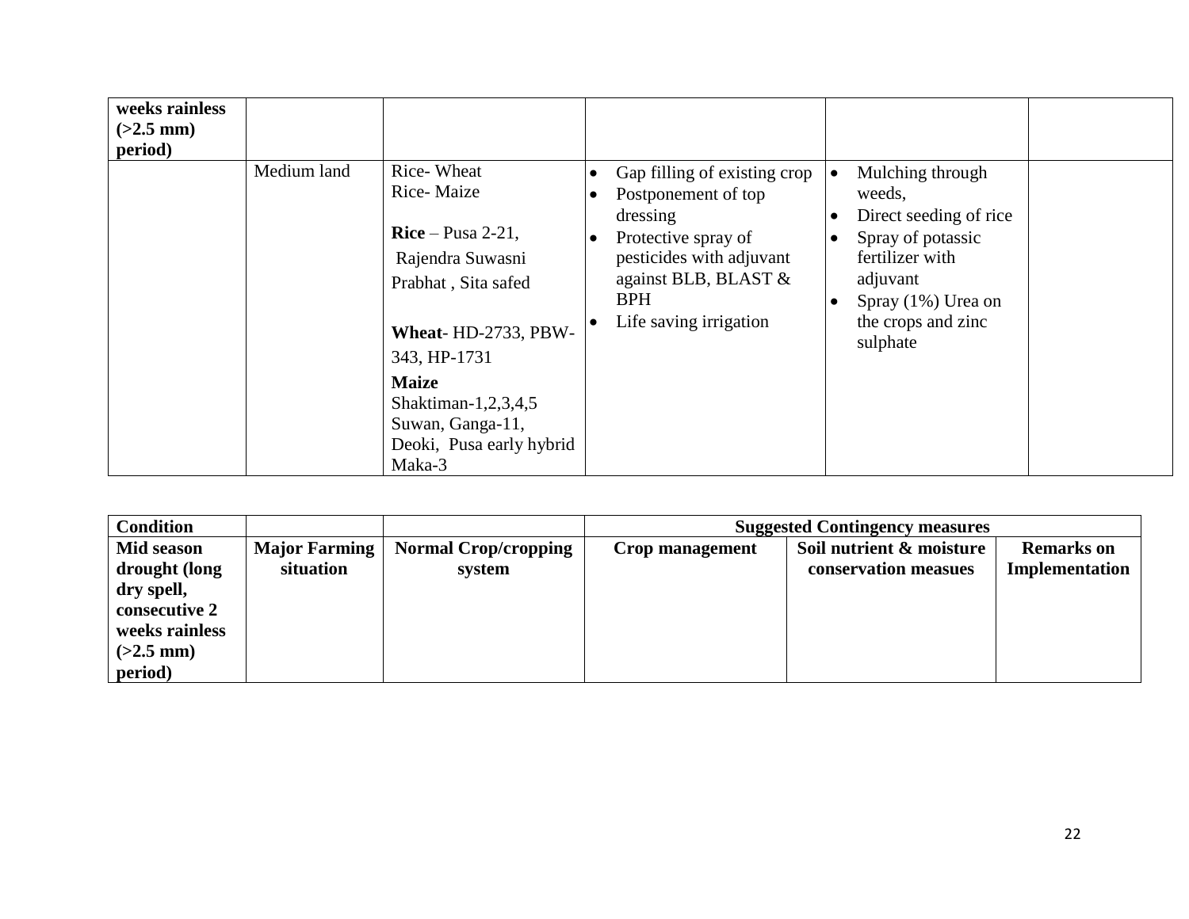| weeks rainless (>2.5 mm) period) | | | | | |
|---|---|---|---|---|---|
| | Medium land | Rice- Wheat<br>Rice- Maize<br><br>**Rice** – Pusa 2-21, Rajendra Suwasni Prabhat , Sita safed<br><br>**Wheat**- HD-2733, PBW-343, HP-1731<br>**Maize**<br>Shaktiman-1,2,3,4,5 Suwan, Ganga-11, Deoki, Pusa early hybrid Maka-3 | • Gap filling of existing crop<br>• Postponement of top dressing<br>• Protective spray of pesticides with adjuvant against BLB, BLAST & BPH<br>• Life saving irrigation | • Mulching through weeds,<br>• Direct seeding of rice<br>• Spray of potassic fertilizer with adjuvant<br>• Spray (1%) Urea on the crops and zinc sulphate | |

| Condition | | | Suggested Contingency measures | | |
|---|---|---|---|---|---|
| **Mid season drought (long dry spell, consecutive 2 weeks rainless (>2.5 mm) period)** | **Major Farming situation** | **Normal Crop/cropping system** | **Crop management** | **Soil nutrient & moisture conservation measues** | **Remarks on Implementation** |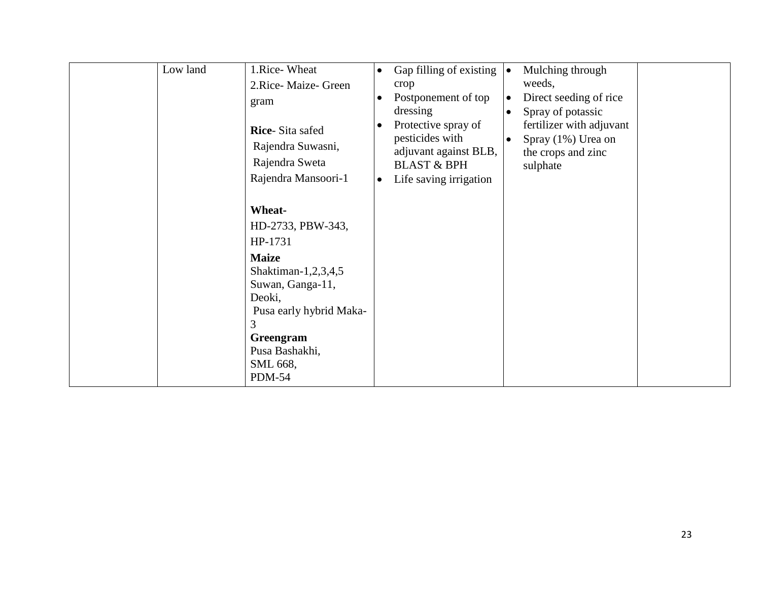| | | | | | |
|---|---|---|---|---|---|
| | Low land | 1.Rice- Wheat<br>2.Rice- Maize- Green gram<br><br>**Rice**- Sita safed<br>Rajendra Suwasni,<br>Rajendra Sweta<br>Rajendra Mansoori-1<br><br>**Wheat**-<br>HD-2733, PBW-343,<br>HP-1731<br>**Maize**<br>Shaktiman-1,2,3,4,5<br>Suwan, Ganga-11,<br>Deoki,<br>Pusa early hybrid Maka-3<br>**Greengram**<br>Pusa Bashakhi,<br>SML 668,<br>PDM-54 | • Gap filling of existing crop<br>• Postponement of top dressing<br>• Protective spray of pesticides with adjuvant against BLB, BLAST & BPH<br>• Life saving irrigation | • Mulching through weeds,<br>• Direct seeding of rice<br>• Spray of potassic fertilizer with adjuvant<br>• Spray (1%) Urea on the crops and zinc sulphate | |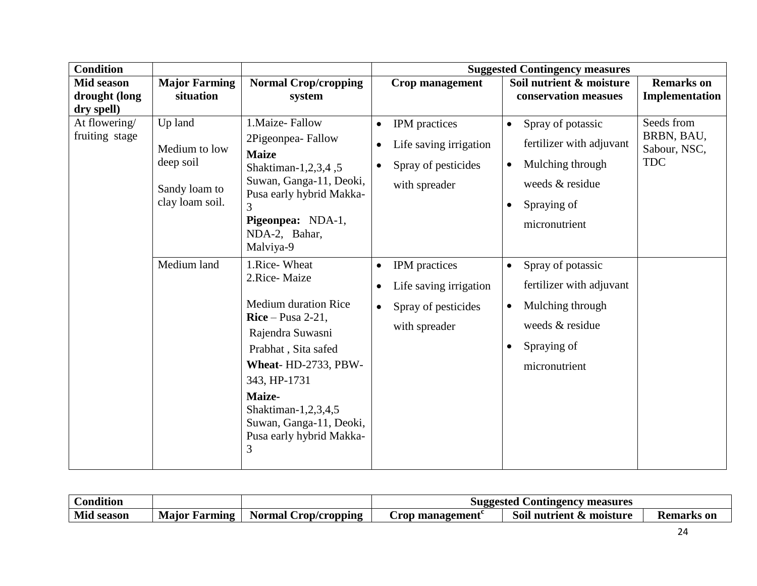| Condition | | | Suggested Contingency measures | | |
|---|---|---|---|---|---|
| **Mid season drought (long dry spell)** | **Major Farming situation** | **Normal Crop/cropping system** | **Crop management** | **Soil nutrient & moisture conservation measues** | **Remarks on Implementation** |
| At flowering/ fruiting stage | Up land<br><br>Medium to low deep soil<br><br>Sandy loam to clay loam soil. | 1.Maize- Fallow<br>2Pigeonpea- Fallow<br>**Maize**<br>Shaktiman-1,2,3,4 ,5 Suwan, Ganga-11, Deoki, Pusa early hybrid Makka-3<br>**Pigeonpea:** NDA-1, NDA-2, Bahar, Malviya-9 | • IPM practices<br>• Life saving irrigation<br>• Spray of pesticides with spreader | • Spray of potassic fertilizer with adjuvant<br>• Mulching through weeds & residue<br>• Spraying of micronutrient | Seeds from BRBN, BAU, Sabour, NSC, TDC |
| | Medium land | 1.Rice- Wheat<br>2.Rice- Maize<br><br>Medium duration Rice<br>**Rice** – Pusa 2-21, Rajendra Suwasni Prabhat , Sita safed<br>**Wheat**- HD-2733, PBW-343, HP-1731<br>**Maize-**<br>Shaktiman-1,2,3,4,5 Suwan, Ganga-11, Deoki, Pusa early hybrid Makka-3 | • IPM practices<br>• Life saving irrigation<br>• Spray of pesticides with spreader | • Spray of potassic fertilizer with adjuvant<br>• Mulching through weeds & residue<br>• Spraying of micronutrient | |

| Condition | | | Suggested Contingency measures | | |
|---|---|---|---|---|---|
| **Mid season** | **Major Farming** | **Normal Crop/cropping** | **Crop management**[c] | **Soil nutrient & moisture** | **Remarks on** |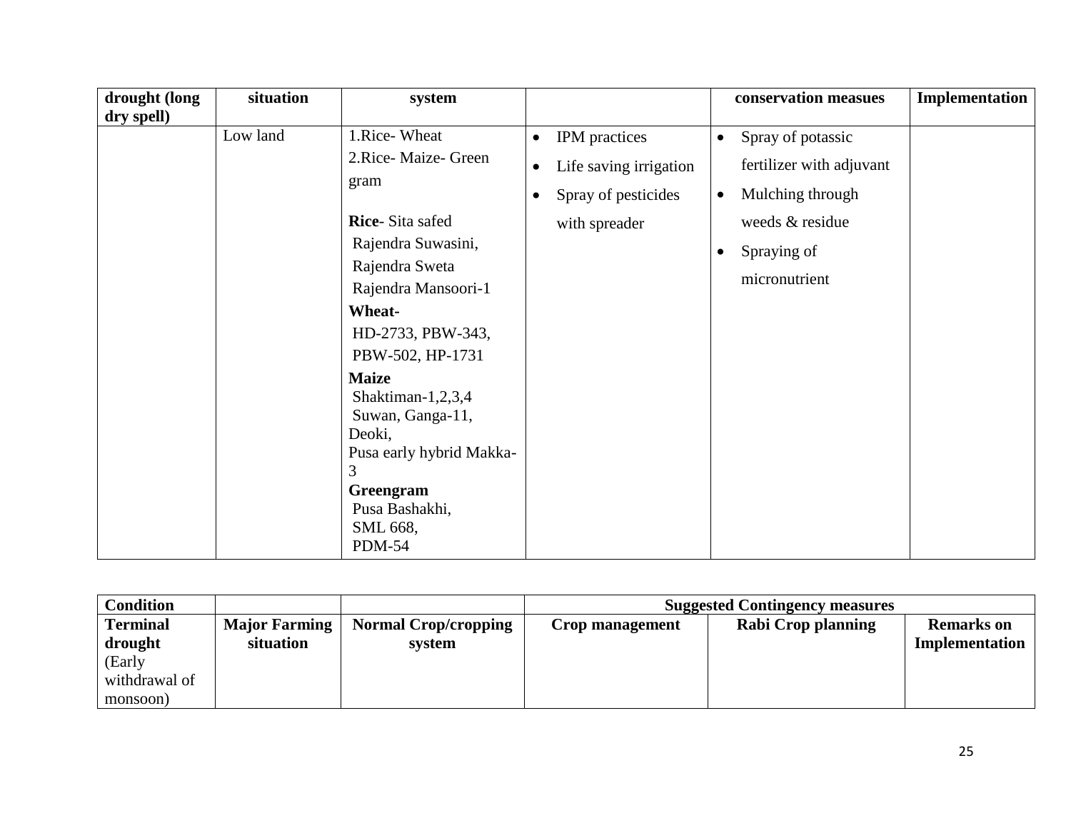| drought (long dry spell) | situation | system | | conservation measues | Implementation |
|---|---|---|---|---|---|
| | Low land | 1.Rice- Wheat<br>2.Rice- Maize- Green gram<br><br>**Rice**- Sita safed<br>Rajendra Suwasini,<br>Rajendra Sweta<br>Rajendra Mansoori-1<br>**Wheat-**<br>HD-2733, PBW-343,<br>PBW-502, HP-1731<br>**Maize**<br>Shaktiman-1,2,3,4<br>Suwan, Ganga-11,<br>Deoki,<br>Pusa early hybrid Makka-3<br>**Greengram**<br>Pusa Bashakhi,<br>SML 668,<br>PDM-54 | • IPM practices<br>• Life saving irrigation<br>• Spray of pesticides with spreader | • Spray of potassic fertilizer with adjuvant<br>• Mulching through weeds & residue<br>• Spraying of micronutrient | |

| Condition | | | Suggested Contingency measures | | |
|---|---|---|---|---|---|
| **Terminal drought** (Early withdrawal of monsoon) | **Major Farming situation** | **Normal Crop/cropping system** | **Crop management** | **Rabi Crop planning** | **Remarks on Implementation** |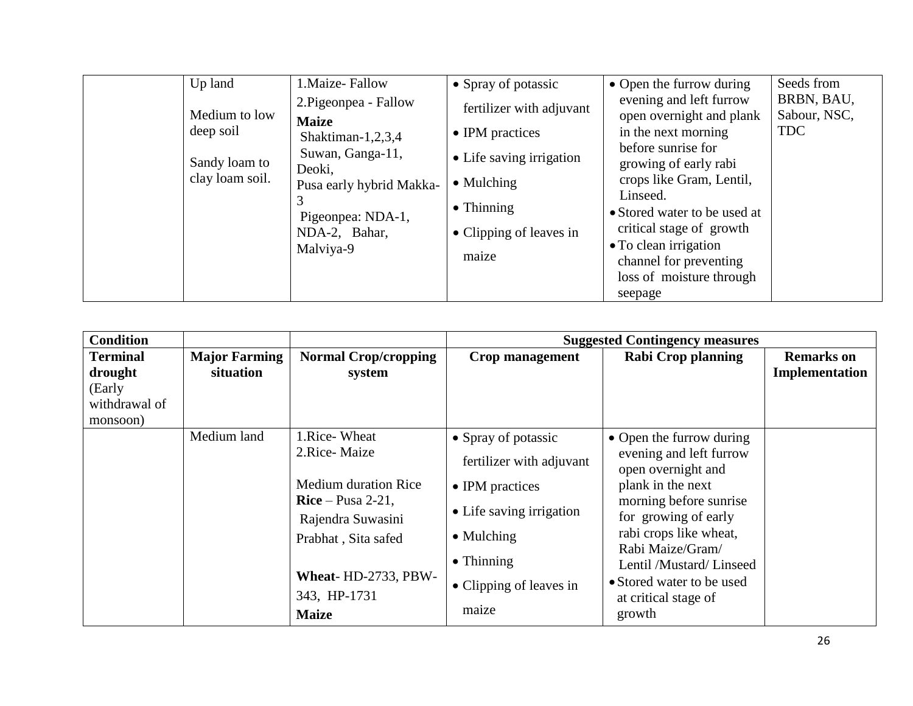| | | | | | |
|---|---|---|---|---|---|
| | Up land<br><br>Medium to low deep soil<br><br>Sandy loam to clay loam soil. | 1.Maize- Fallow<br>2.Pigeonpea - Fallow<br>**Maize**<br>Shaktiman-1,2,3,4<br>Suwan, Ganga-11, Deoki,<br>Pusa early hybrid Makka-3<br>Pigeonpea: NDA-1, NDA-2, Bahar, Malviya-9 | • Spray of potassic fertilizer with adjuvant<br>• IPM practices<br>• Life saving irrigation<br>• Mulching<br>• Thinning<br>• Clipping of leaves in maize | • Open the furrow during evening and left furrow open overnight and plank in the next morning before sunrise for growing of early rabi crops like Gram, Lentil, Linseed.<br>• Stored water to be used at critical stage of growth<br>• To clean irrigation channel for preventing loss of moisture through seepage | Seeds from BRBN, BAU, Sabour, NSC, TDC |

| **Condition** | | | **Suggested Contingency measures** | | |
|---|---|---|---|---|---|
| **Terminal drought** (Early withdrawal of monsoon) | **Major Farming situation** | **Normal Crop/cropping system** | **Crop management** | **Rabi Crop planning** | **Remarks on Implementation** |
| | Medium land | 1.Rice- Wheat<br>2.Rice- Maize<br><br>Medium duration Rice<br>**Rice** – Pusa 2-21,<br>Rajendra Suwasini<br>Prabhat , Sita safed<br><br>**Wheat**- HD-2733, PBW-343, HP-1731<br>**Maize** | • Spray of potassic fertilizer with adjuvant<br>• IPM practices<br>• Life saving irrigation<br>• Mulching<br>• Thinning<br>• Clipping of leaves in maize | • Open the furrow during evening and left furrow open overnight and plank in the next morning before sunrise for growing of early rabi crops like wheat, Rabi Maize/Gram/ Lentil /Mustard/ Linseed<br>• Stored water to be used at critical stage of growth | |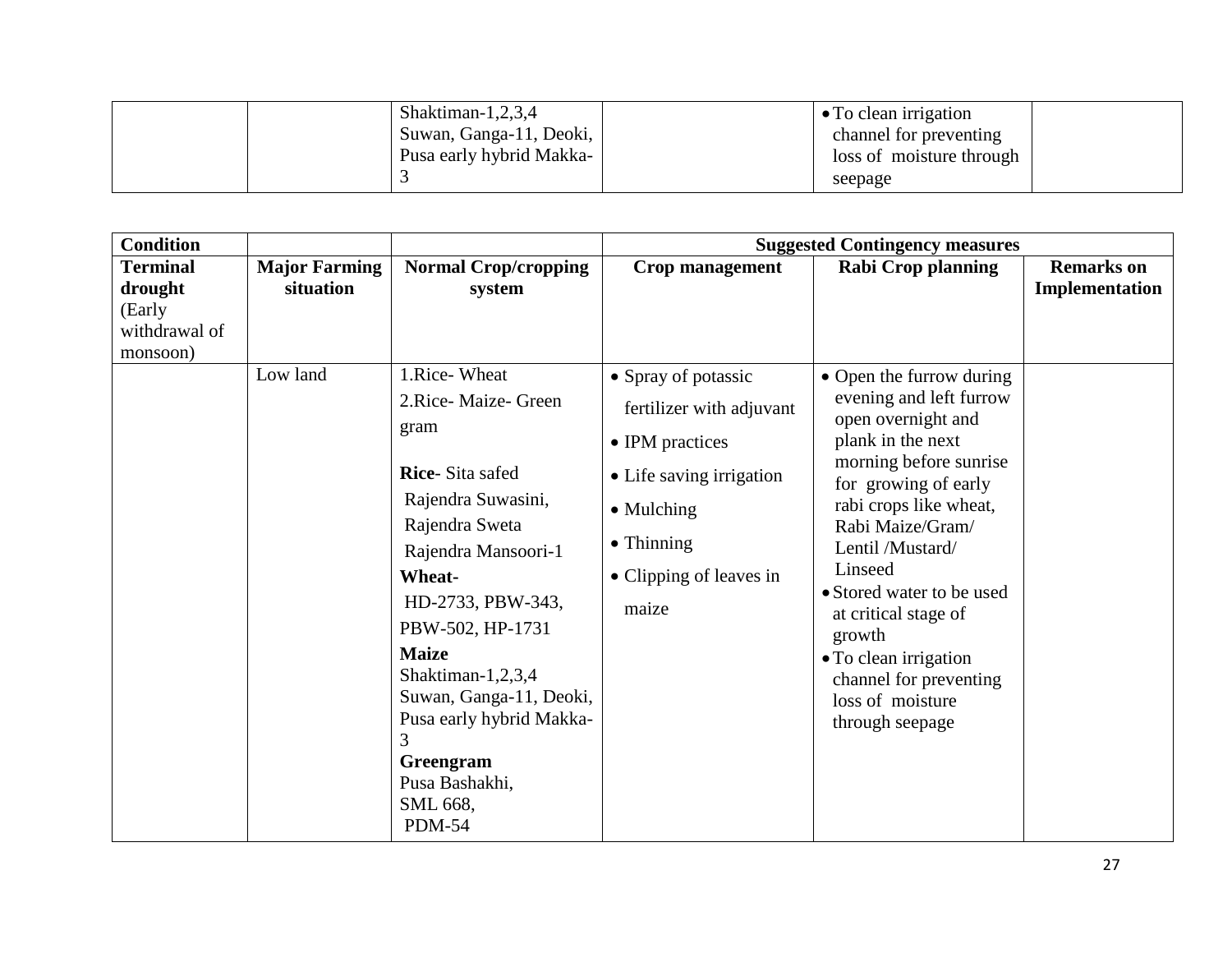| | | Shaktiman-1,2,3,4 Suwan, Ganga-11, Deoki, Pusa early hybrid Makka-3 | | • To clean irrigation channel for preventing loss of moisture through seepage | |
|---|---|---|---|---|---|

| Condition | | | Suggested Contingency measures | | |
|---|---|---|---|---|---|
| **Terminal drought** (Early withdrawal of monsoon) | **Major Farming situation** | **Normal Crop/cropping system** | **Crop management** | **Rabi Crop planning** | **Remarks on Implementation** |
| | Low land | 1.Rice- Wheat<br>2.Rice- Maize- Green gram<br><br>**Rice**- Sita safed<br>Rajendra Suwasini,<br>Rajendra Sweta<br>Rajendra Mansoori-1<br>**Wheat-**<br>HD-2733, PBW-343, PBW-502, HP-1731<br>**Maize**<br>Shaktiman-1,2,3,4<br>Suwan, Ganga-11, Deoki, Pusa early hybrid Makka-3<br>**Greengram**<br>Pusa Bashakhi,<br>SML 668,<br>PDM-54 | • Spray of potassic fertilizer with adjuvant<br>• IPM practices<br>• Life saving irrigation<br>• Mulching<br>• Thinning<br>• Clipping of leaves in maize | • Open the furrow during evening and left furrow open overnight and plank in the next morning before sunrise for growing of early rabi crops like wheat, Rabi Maize/Gram/ Lentil /Mustard/ Linseed<br>• Stored water to be used at critical stage of growth<br>• To clean irrigation channel for preventing loss of moisture through seepage | |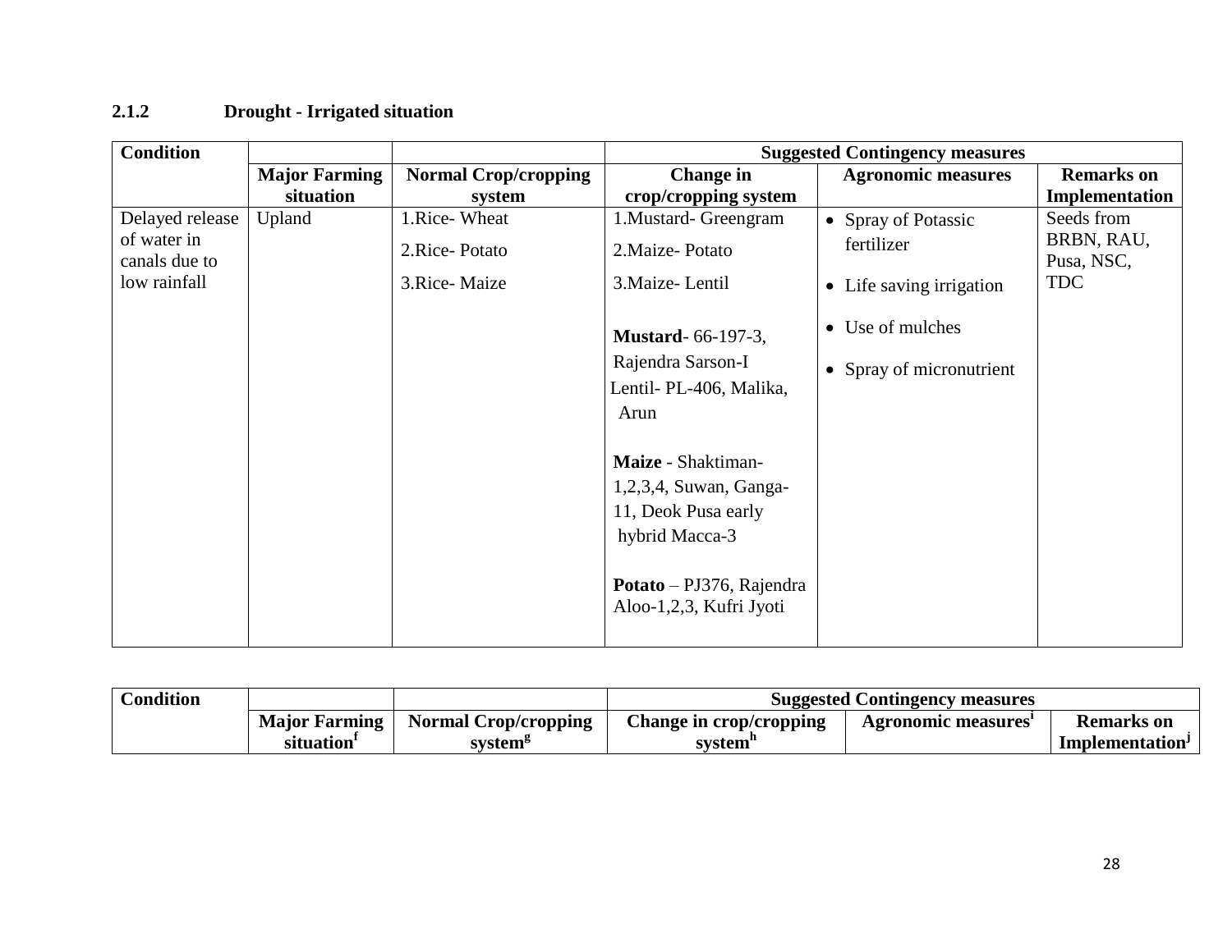### 2.1.2 Drought - Irrigated situation

| Condition | | | Suggested Contingency measures | | |
|---|---|---|---|---|---|
| | Major Farming situation | Normal Crop/cropping system | Change in crop/cropping system | Agronomic measures | Remarks on Implementation |
| Delayed release of water in canals due to low rainfall | Upland | 1.Rice- Wheat<br>2.Rice- Potato<br>3.Rice- Maize | 1.Mustard- Greengram<br>2.Maize- Potato<br>3.Maize- Lentil<br><br>**Mustard**- 66-197-3, Rajendra Sarson-I<br>Lentil- PL-406, Malika, Arun<br><br>**Maize** - Shaktiman-1,2,3,4, Suwan, Ganga-11, Deok Pusa early hybrid Macca-3<br><br>**Potato** – PJ376, Rajendra Aloo-1,2,3, Kufri Jyoti | • Spray of Potassic fertilizer<br>• Life saving irrigation<br>• Use of mulches<br>• Spray of micronutrient | Seeds from BRBN, RAU, Pusa, NSC, TDC |

| Condition | | | Suggested Contingency measures | | |
|---|---|---|---|---|---|
| | Major Farming situation[f] | Normal Crop/cropping system[g] | Change in crop/cropping system[h] | Agronomic measures[i] | Remarks on Implementation[j] |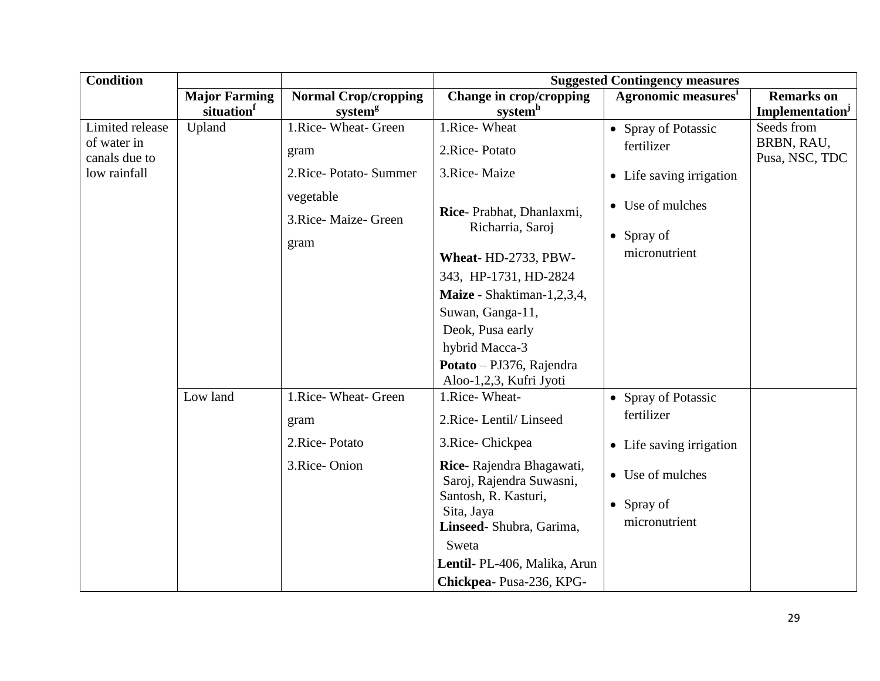| Condition | | | Suggested Contingency measures | | |
|---|---|---|---|---|---|
| | Major Farming situation[f] | Normal Crop/cropping system[g] | Change in crop/cropping system[h] | Agronomic measures[i] | Remarks on Implementation[j] |
| Limited release of water in canals due to low rainfall | Upland | 1.Rice- Wheat- Green gram<br>2.Rice- Potato- Summer vegetable<br>3.Rice- Maize- Green gram | 1.Rice- Wheat<br>2.Rice- Potato<br>3.Rice- Maize<br><br>**Rice**- Prabhat, Dhanlaxmi, Richarria, Saroj<br>**Wheat**- HD-2733, PBW-343, HP-1731, HD-2824<br>**Maize** - Shaktiman-1,2,3,4, Suwan, Ganga-11, Deok, Pusa early hybrid Macca-3<br>**Potato** – PJ376, Rajendra Aloo-1,2,3, Kufri Jyoti | • Spray of Potassic fertilizer<br>• Life saving irrigation<br>• Use of mulches<br>• Spray of micronutrient | Seeds from BRBN, RAU, Pusa, NSC, TDC |
| | Low land | 1.Rice- Wheat- Green gram<br>2.Rice- Potato<br>3.Rice- Onion | 1.Rice- Wheat-<br>2.Rice- Lentil/ Linseed<br>3.Rice- Chickpea<br>**Rice**- Rajendra Bhagawati, Saroj, Rajendra Suwasni, Santosh, R. Kasturi, Sita, Jaya<br>**Linseed**- Shubra, Garima, Sweta<br>**Lentil**- PL-406, Malika, Arun<br>**Chickpea**- Pusa-236, KPG- | • Spray of Potassic fertilizer<br>• Life saving irrigation<br>• Use of mulches<br>• Spray of micronutrient | |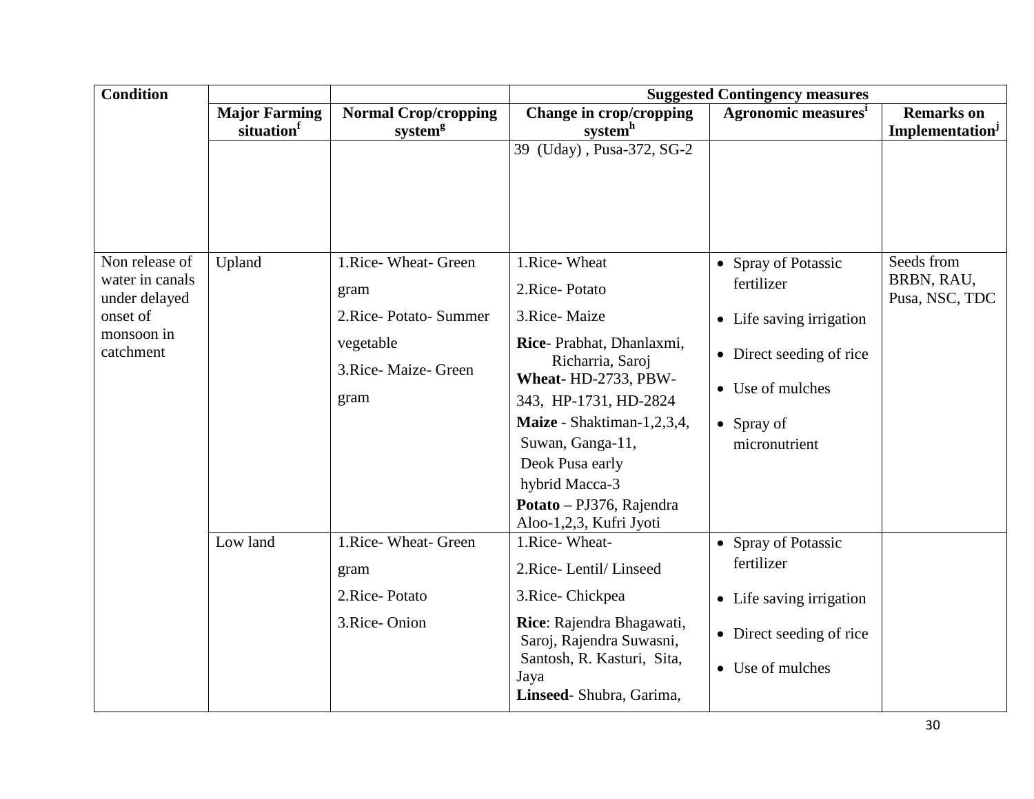| Condition | | | Suggested Contingency measures | | |
|---|---|---|---|---|---|
| | Major Farming situation[f] | Normal Crop/cropping system[g] | Change in crop/cropping system[h] | Agronomic measures[i] | Remarks on Implementation[j] |
| | | | 39 (Uday) , Pusa-372, SG-2 | | |
| Non release of water in canals under delayed onset of monsoon in catchment | Upland | 1.Rice- Wheat- Green gram<br>2.Rice- Potato- Summer vegetable<br>3.Rice- Maize- Green gram | 1.Rice- Wheat<br>2.Rice- Potato<br>3.Rice- Maize<br>**Rice**- Prabhat, Dhanlaxmi, Richarria, Saroj<br>**Wheat**- HD-2733, PBW-343, HP-1731, HD-2824<br>**Maize** - Shaktiman-1,2,3,4, Suwan, Ganga-11, Deok Pusa early hybrid Macca-3<br>**Potato** – PJ376, Rajendra Aloo-1,2,3, Kufri Jyoti | • Spray of Potassic fertilizer<br>• Life saving irrigation<br>• Direct seeding of rice<br>• Use of mulches<br>• Spray of micronutrient | Seeds from BRBN, RAU, Pusa, NSC, TDC |
| | Low land | 1.Rice- Wheat- Green gram<br>2.Rice- Potato<br>3.Rice- Onion | 1.Rice- Wheat-<br>2.Rice- Lentil/ Linseed<br>3.Rice- Chickpea<br>**Rice**: Rajendra Bhagawati, Saroj, Rajendra Suwasni, Santosh, R. Kasturi, Sita, Jaya<br>**Linseed**- Shubra, Garima, | • Spray of Potassic fertilizer<br>• Life saving irrigation<br>• Direct seeding of rice<br>• Use of mulches | |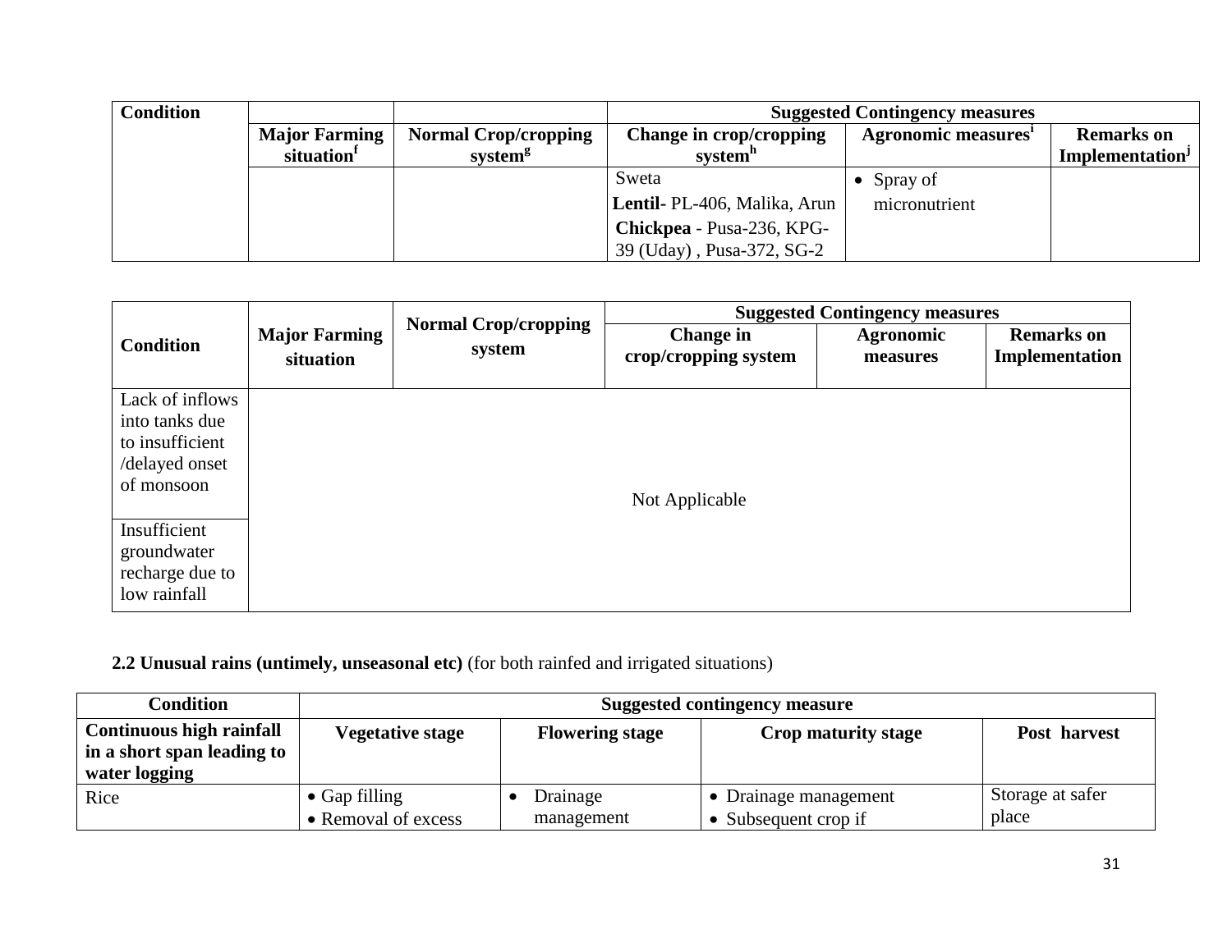| Condition | | | Suggested Contingency measures | | |
|---|---|---|---|---|---|
| | Major Farming situation[f] | Normal Crop/cropping system[g] | Change in crop/cropping system[h] | Agronomic measures[i] | Remarks on Implementation[j] |
| | | | Sweta<br>**Lentil**- PL-406, Malika, Arun<br>**Chickpea** - Pusa-236, KPG-39 (Uday) , Pusa-372, SG-2 | • Spray of micronutrient | |

| Condition | Major Farming situation | Normal Crop/cropping system | Suggested Contingency measures | | |
|---|---|---|---|---|---|
| | | | Change in crop/cropping system | Agronomic measures | Remarks on Implementation |
| Lack of inflows into tanks due to insufficient /delayed onset of monsoon | Not Applicable | | | | |
| Insufficient groundwater recharge due to low rainfall | | | | | |

**2.2 Unusual rains (untimely, unseasonal etc)** (for both rainfed and irrigated situations)

| Condition | Suggested contingency measure | | | |
|---|---|---|---|---|
| **Continuous high rainfall in a short span leading to water logging** | **Vegetative stage** | **Flowering stage** | **Crop maturity stage** | **Post harvest** |
| Rice | • Gap filling<br>• Removal of excess | • Drainage management | • Drainage management<br>• Subsequent crop if | Storage at safer place |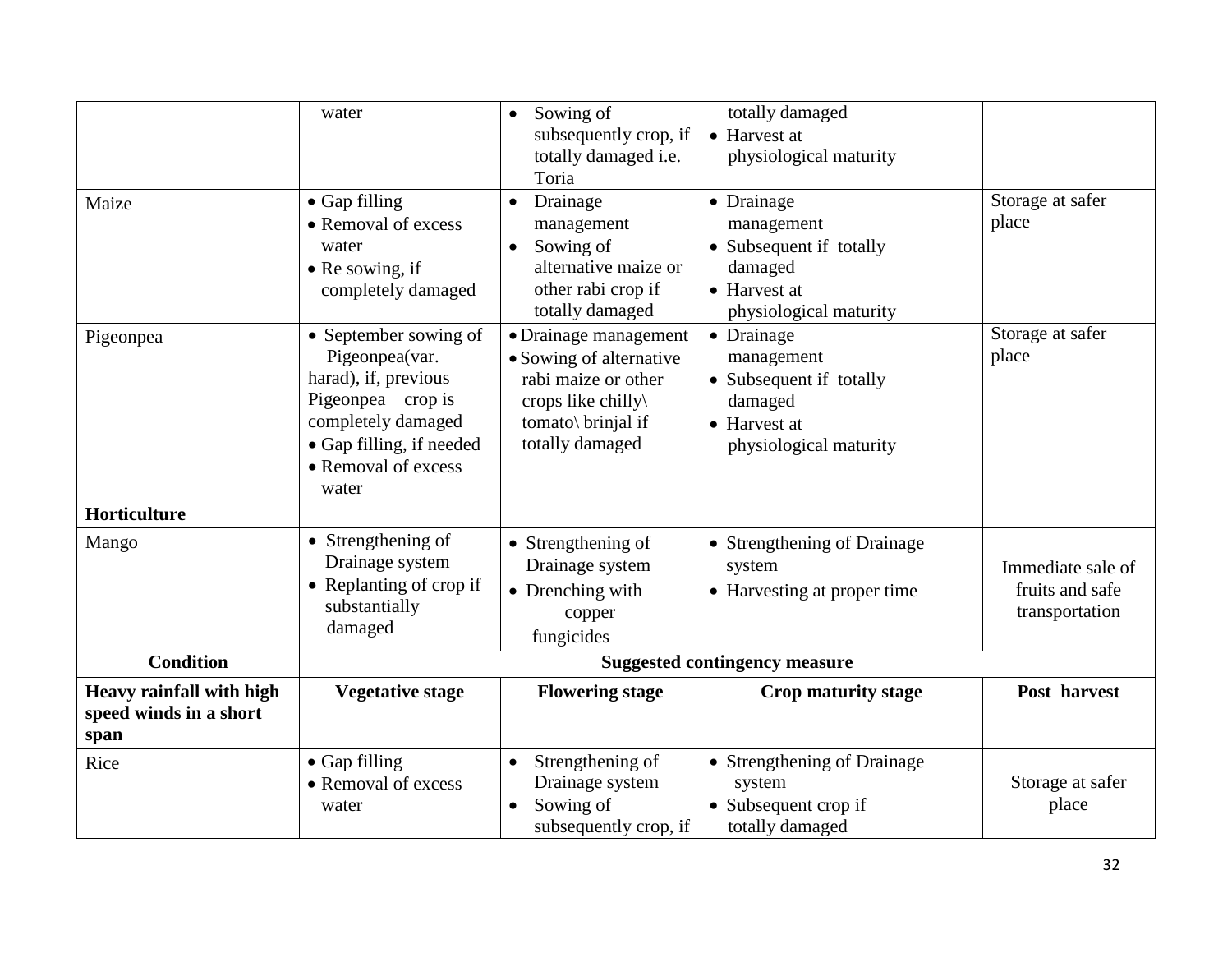| | | | | |
|---|---|---|---|---|
| | water | • Sowing of subsequently crop, if totally damaged i.e. Toria | totally damaged<br>• Harvest at physiological maturity | |
| Maize | • Gap filling<br>• Removal of excess water<br>• Re sowing, if completely damaged | • Drainage management<br>• Sowing of alternative maize or other rabi crop if totally damaged | • Drainage management<br>• Subsequent if totally damaged<br>• Harvest at physiological maturity | Storage at safer place |
| Pigeonpea | • September sowing of Pigeonpea(var. harad), if, previous Pigeonpea crop is completely damaged<br>• Gap filling, if needed<br>• Removal of excess water | • Drainage management<br>• Sowing of alternative rabi maize or other crops like chilly\ tomato\ brinjal if totally damaged | • Drainage management<br>• Subsequent if totally damaged<br>• Harvest at physiological maturity | Storage at safer place |
| **Horticulture** | | | | |
| Mango | • Strengthening of Drainage system<br>• Replanting of crop if substantially damaged | • Strengthening of Drainage system<br>• Drenching with copper fungicides | • Strengthening of Drainage system<br>• Harvesting at proper time | Immediate sale of fruits and safe transportation |
| **Condition** | **Suggested contingency measure** | | | |
| **Heavy rainfall with high speed winds in a short span** | **Vegetative stage** | **Flowering stage** | **Crop maturity stage** | **Post harvest** |
| Rice | • Gap filling<br>• Removal of excess water | • Strengthening of Drainage system<br>• Sowing of subsequently crop, if | • Strengthening of Drainage system<br>• Subsequent crop if totally damaged | Storage at safer place |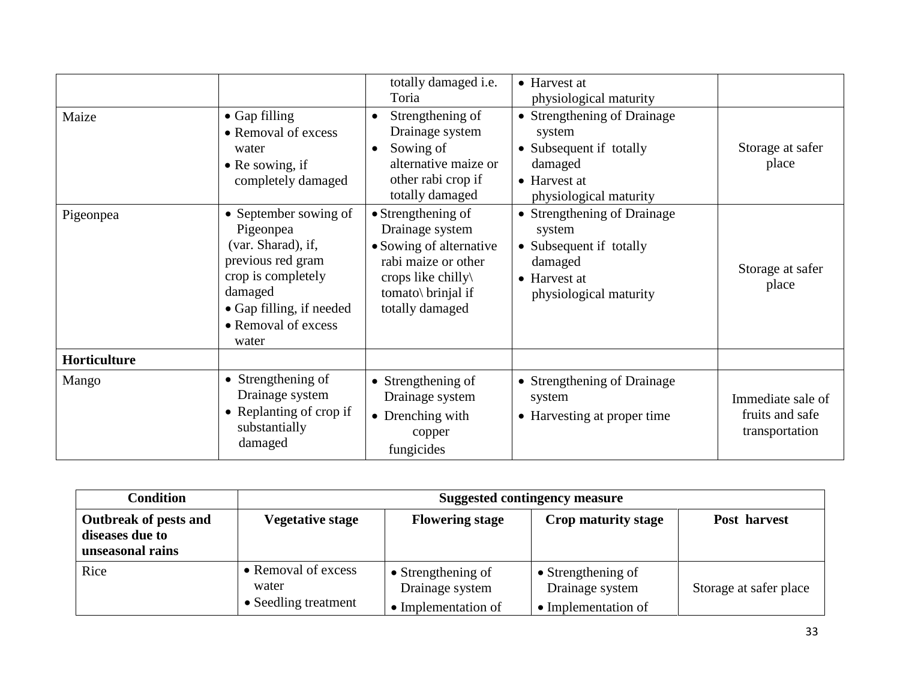| | | | | |
|---|---|---|---|---|
| | | totally damaged i.e. Toria | • Harvest at physiological maturity | |
| Maize | • Gap filling<br>• Removal of excess water<br>• Re sowing, if completely damaged | • Strengthening of Drainage system<br>• Sowing of alternative maize or other rabi crop if totally damaged | • Strengthening of Drainage system<br>• Subsequent if totally damaged<br>• Harvest at physiological maturity | Storage at safer place |
| Pigeonpea | • September sowing of Pigeonpea (var. Sharad), if, previous red gram crop is completely damaged<br>• Gap filling, if needed<br>• Removal of excess water | • Strengthening of Drainage system<br>• Sowing of alternative rabi maize or other crops like chilly\ tomato\ brinjal if totally damaged | • Strengthening of Drainage system<br>• Subsequent if totally damaged<br>• Harvest at physiological maturity | Storage at safer place |
| **Horticulture** | | | | |
| Mango | • Strengthening of Drainage system<br>• Replanting of crop if substantially damaged | • Strengthening of Drainage system<br>• Drenching with copper fungicides | • Strengthening of Drainage system<br>• Harvesting at proper time | Immediate sale of fruits and safe transportation |

| **Condition** | **Suggested contingency measure** | | | |
|---|---|---|---|---|
| **Outbreak of pests and diseases due to unseasonal rains** | **Vegetative stage** | **Flowering stage** | **Crop maturity stage** | **Post harvest** |
| Rice | • Removal of excess water<br>• Seedling treatment | • Strengthening of Drainage system<br>• Implementation of | • Strengthening of Drainage system<br>• Implementation of | Storage at safer place |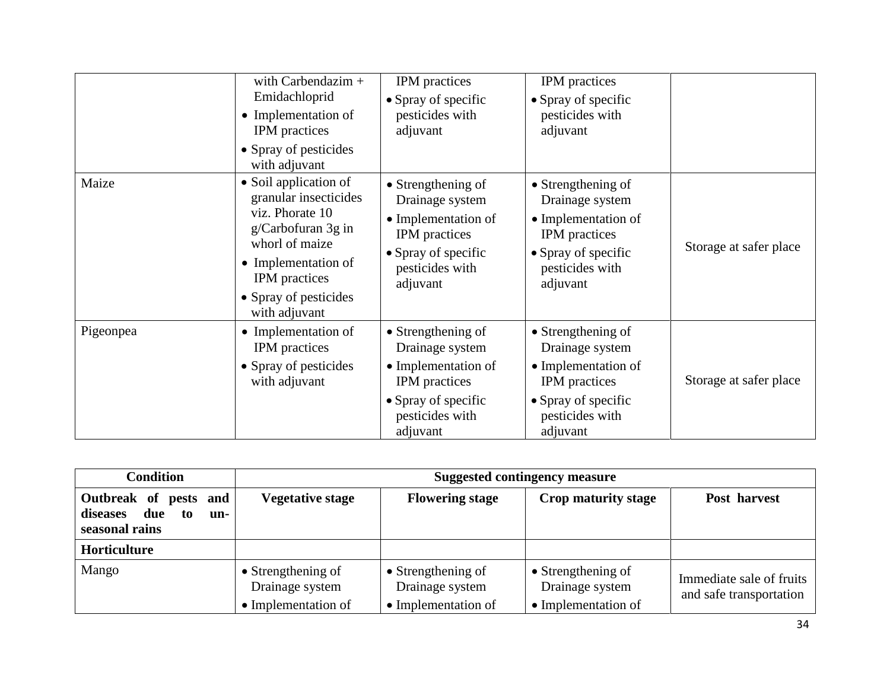| | | | | |
|---|---|---|---|---|
| | with Carbendazim + Emidachloprid<br>• Implementation of IPM practices<br>• Spray of pesticides with adjuvant | IPM practices<br>• Spray of specific pesticides with adjuvant | IPM practices<br>• Spray of specific pesticides with adjuvant | |
| Maize | • Soil application of granular insecticides viz. Phorate 10 g/Carbofuran 3g in whorl of maize<br>• Implementation of IPM practices<br>• Spray of pesticides with adjuvant | • Strengthening of Drainage system<br>• Implementation of IPM practices<br>• Spray of specific pesticides with adjuvant | • Strengthening of Drainage system<br>• Implementation of IPM practices<br>• Spray of specific pesticides with adjuvant | Storage at safer place |
| Pigeonpea | • Implementation of IPM practices<br>• Spray of pesticides with adjuvant | • Strengthening of Drainage system<br>• Implementation of IPM practices<br>• Spray of specific pesticides with adjuvant | • Strengthening of Drainage system<br>• Implementation of IPM practices<br>• Spray of specific pesticides with adjuvant | Storage at safer place |

| **Condition** | **Suggested contingency measure** | | | |
|---|---|---|---|---|
| **Outbreak of pests and diseases due to un-seasonal rains** | **Vegetative stage** | **Flowering stage** | **Crop maturity stage** | **Post harvest** |
| **Horticulture** | | | | |
| Mango | • Strengthening of Drainage system<br>• Implementation of | • Strengthening of Drainage system<br>• Implementation of | • Strengthening of Drainage system<br>• Implementation of | Immediate sale of fruits and safe transportation |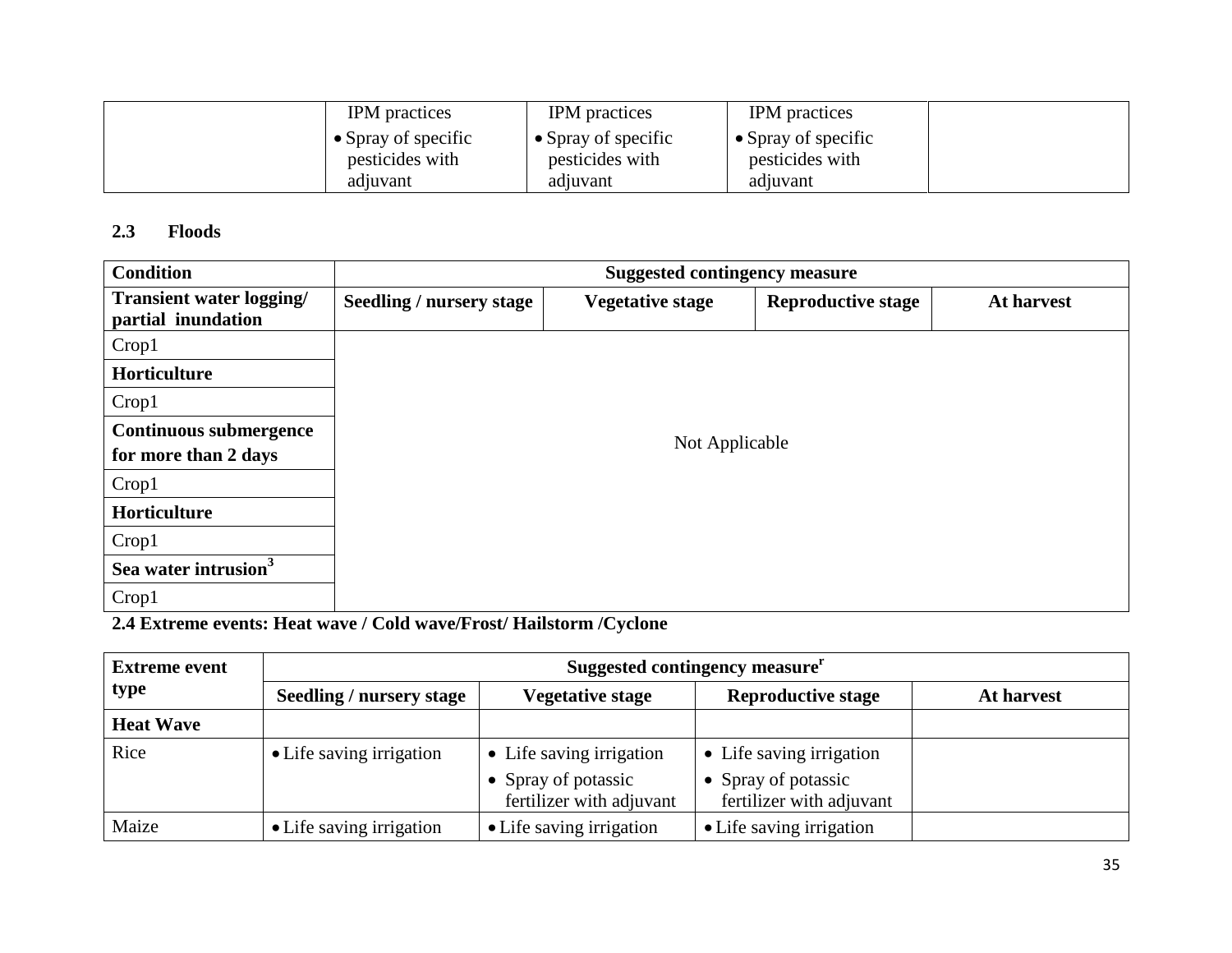| | | | | |
|---|---|---|---|---|
| | IPM practices<br>• Spray of specific pesticides with adjuvant | IPM practices<br>• Spray of specific pesticides with adjuvant | IPM practices<br>• Spray of specific pesticides with adjuvant | |

**2.3 Floods**

| Condition | Suggested contingency measure | | | |
|---|---|---|---|---|
| **Transient water logging/ partial inundation** | **Seedling / nursery stage** | **Vegetative stage** | **Reproductive stage** | **At harvest** |
| Crop1 | Not Applicable | | | |
| **Horticulture** | | | | |
| Crop1 | | | | |
| **Continuous submergence for more than 2 days** | | | | |
| Crop1 | | | | |
| **Horticulture** | | | | |
| Crop1 | | | | |
| **Sea water intrusion[3]** | | | | |
| Crop1 | | | | |

**2.4 Extreme events: Heat wave / Cold wave/Frost/ Hailstorm /Cyclone**

| Extreme event type | Suggested contingency measure[r] | | | |
|---|---|---|---|---|
| | **Seedling / nursery stage** | **Vegetative stage** | **Reproductive stage** | **At harvest** |
| **Heat Wave** | | | | |
| Rice | • Life saving irrigation | • Life saving irrigation<br>• Spray of potassic fertilizer with adjuvant | • Life saving irrigation<br>• Spray of potassic fertilizer with adjuvant | |
| Maize | • Life saving irrigation | • Life saving irrigation | • Life saving irrigation | |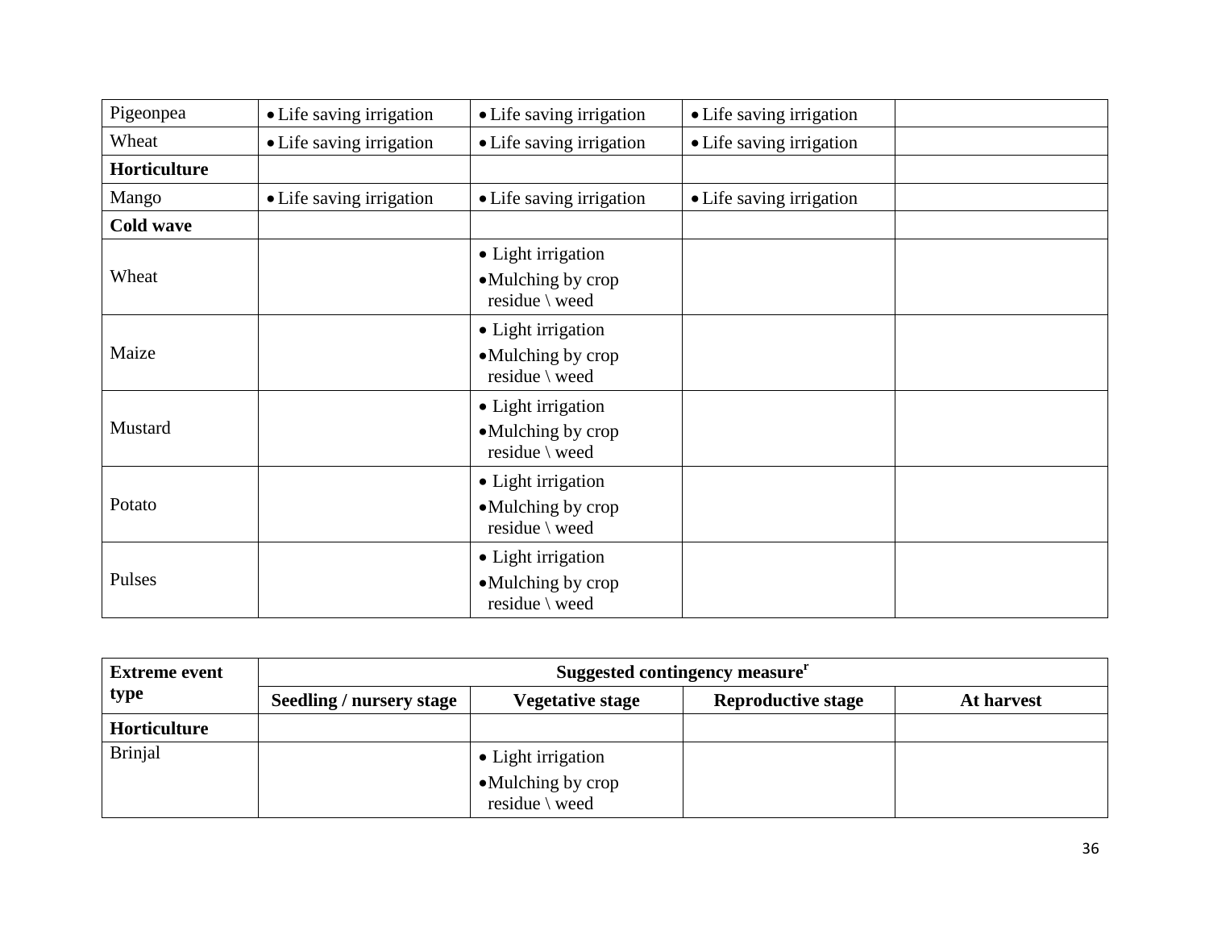| | | | | |
|---|---|---|---|---|
| Pigeonpea | • Life saving irrigation | • Life saving irrigation | • Life saving irrigation | |
| Wheat | • Life saving irrigation | • Life saving irrigation | • Life saving irrigation | |
| **Horticulture** | | | | |
| Mango | • Life saving irrigation | • Life saving irrigation | • Life saving irrigation | |
| **Cold wave** | | | | |
| Wheat | | • Light irrigation<br>• Mulching by crop residue \ weed | | |
| Maize | | • Light irrigation<br>• Mulching by crop residue \ weed | | |
| Mustard | | • Light irrigation<br>• Mulching by crop residue \ weed | | |
| Potato | | • Light irrigation<br>• Mulching by crop residue \ weed | | |
| Pulses | | • Light irrigation<br>• Mulching by crop residue \ weed | | |

| **Extreme event type** | **Suggested contingency measure**[r] | | | |
|---|---|---|---|---|
| | **Seedling / nursery stage** | **Vegetative stage** | **Reproductive stage** | **At harvest** |
| **Horticulture** | | | | |
| Brinjal | | • Light irrigation<br>• Mulching by crop residue \ weed | | |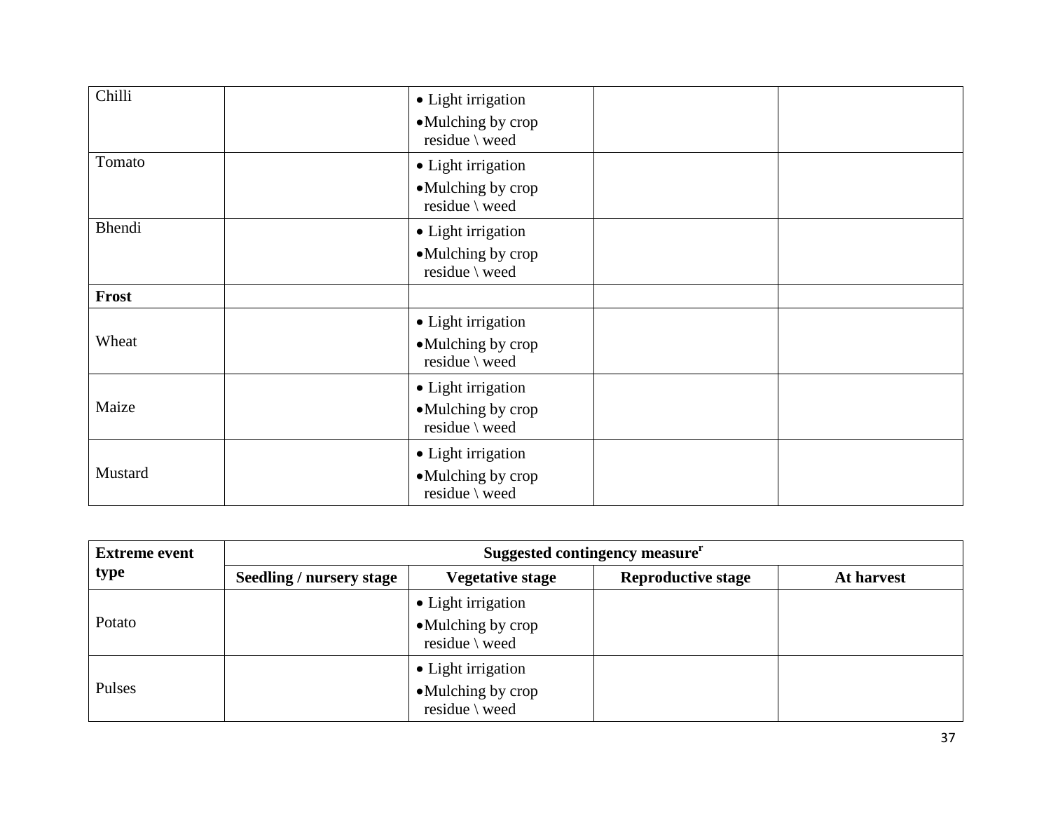| | | | | |
|---|---|---|---|---|
| Chilli | | • Light irrigation<br>• Mulching by crop residue \ weed | | |
| Tomato | | • Light irrigation<br>• Mulching by crop residue \ weed | | |
| Bhendi | | • Light irrigation<br>• Mulching by crop residue \ weed | | |
| **Frost** | | | | |
| Wheat | | • Light irrigation<br>• Mulching by crop residue \ weed | | |
| Maize | | • Light irrigation<br>• Mulching by crop residue \ weed | | |
| Mustard | | • Light irrigation<br>• Mulching by crop residue \ weed | | |

| **Extreme event type** | **Suggested contingency measure[r]** | | | |
|---|---|---|---|---|
| | **Seedling / nursery stage** | **Vegetative stage** | **Reproductive stage** | **At harvest** |
| Potato | | • Light irrigation<br>• Mulching by crop residue \ weed | | |
| Pulses | | • Light irrigation<br>• Mulching by crop residue \ weed | | |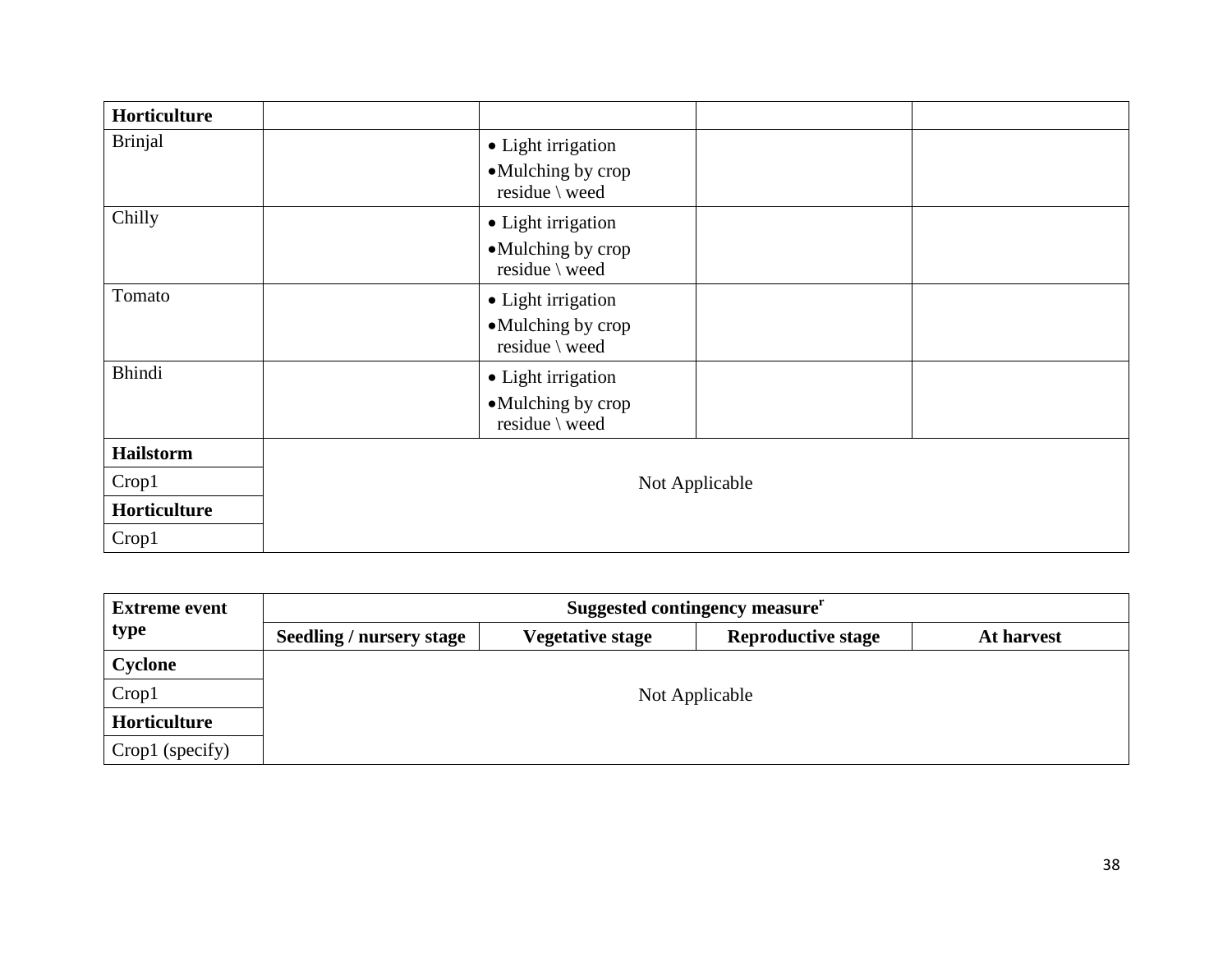| Horticulture | | | | |
|---|---|---|---|---|
| Brinjal | | • Light irrigation<br>• Mulching by crop residue \ weed | | |
| Chilly | | • Light irrigation<br>• Mulching by crop residue \ weed | | |
| Tomato | | • Light irrigation<br>• Mulching by crop residue \ weed | | |
| Bhindi | | • Light irrigation<br>• Mulching by crop residue \ weed | | |
| **Hailstorm** | Not Applicable | | | |
| Crop1 | | | | |
| **Horticulture** | | | | |
| Crop1 | | | | |

| Extreme event type | Suggested contingency measure[r] | | | |
|---|---|---|---|---|
| | Seedling / nursery stage | Vegetative stage | Reproductive stage | At harvest |
| **Cyclone** | Not Applicable | | | |
| Crop1 | | | | |
| **Horticulture** | | | | |
| Crop1 (specify) | | | | |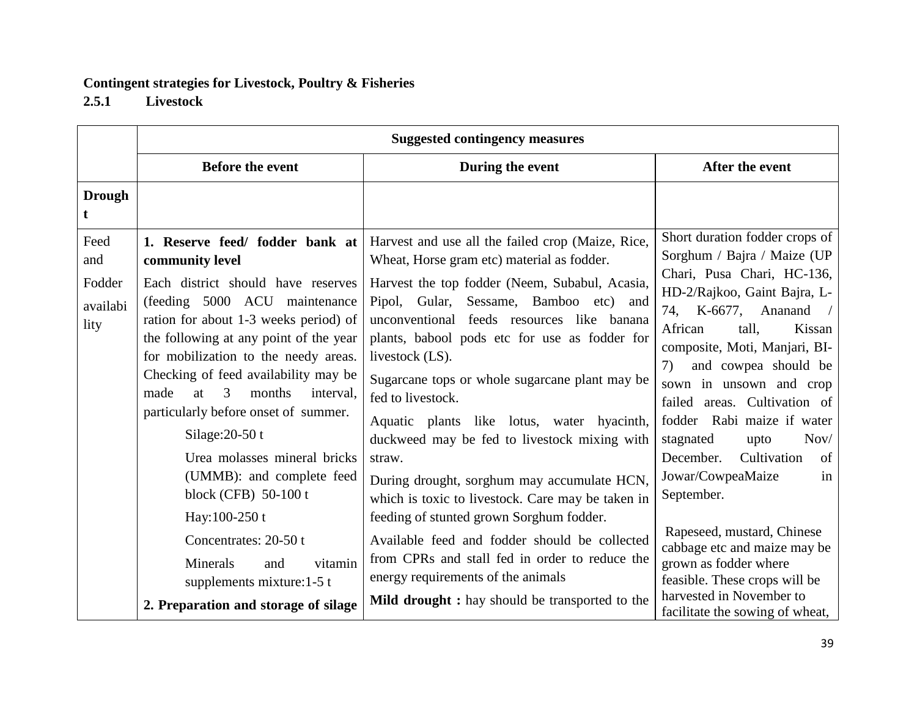**Contingent strategies for Livestock, Poultry & Fisheries**

**2.5.1 Livestock**

| | Suggested contingency measures | | |
|---|---|---|---|
| | **Before the event** | **During the event** | **After the event** |
| **Drought** | | | |
| Feed and Fodder availability | **1. Reserve feed/ fodder bank at community level**<br>Each district should have reserves (feeding 5000 ACU maintenance ration for about 1-3 weeks period) of the following at any point of the year for mobilization to the needy areas. Checking of feed availability may be made at 3 months interval, particularly before onset of summer.<br>Silage:20-50 t<br>Urea molasses mineral bricks (UMMB): and complete feed block (CFB) 50-100 t<br>Hay:100-250 t<br>Concentrates: 20-50 t<br>Minerals and vitamin supplements mixture:1-5 t<br>**2. Preparation and storage of silage** | Harvest and use all the failed crop (Maize, Rice, Wheat, Horse gram etc) material as fodder.<br>Harvest the top fodder (Neem, Subabul, Acasia, Pipol, Gular, Sessame, Bamboo etc) and unconventional feeds resources like banana plants, babool pods etc for use as fodder for livestock (LS).<br>Sugarcane tops or whole sugarcane plant may be fed to livestock.<br>Aquatic plants like lotus, water hyacinth, duckweed may be fed to livestock mixing with straw.<br>During drought, sorghum may accumulate HCN, which is toxic to livestock. Care may be taken in feeding of stunted grown Sorghum fodder.<br>Available feed and fodder should be collected from CPRs and stall fed in order to reduce the energy requirements of the animals<br>**Mild drought :** hay should be transported to the | Short duration fodder crops of Sorghum / Bajra / Maize (UP Chari, Pusa Chari, HC-136, HD-2/Rajkoo, Gaint Bajra, L-74, K-6677, Ananand / African tall, Kissan composite, Moti, Manjari, BI-7) and cowpea should be sown in unsown and crop failed areas. Cultivation of fodder Rabi maize if water stagnated upto Nov/ December. Cultivation of Jowar/CowpeaMaize in September.<br>Rapeseed, mustard, Chinese cabbage etc and maize may be grown as fodder where feasible. These crops will be harvested in November to facilitate the sowing of wheat, |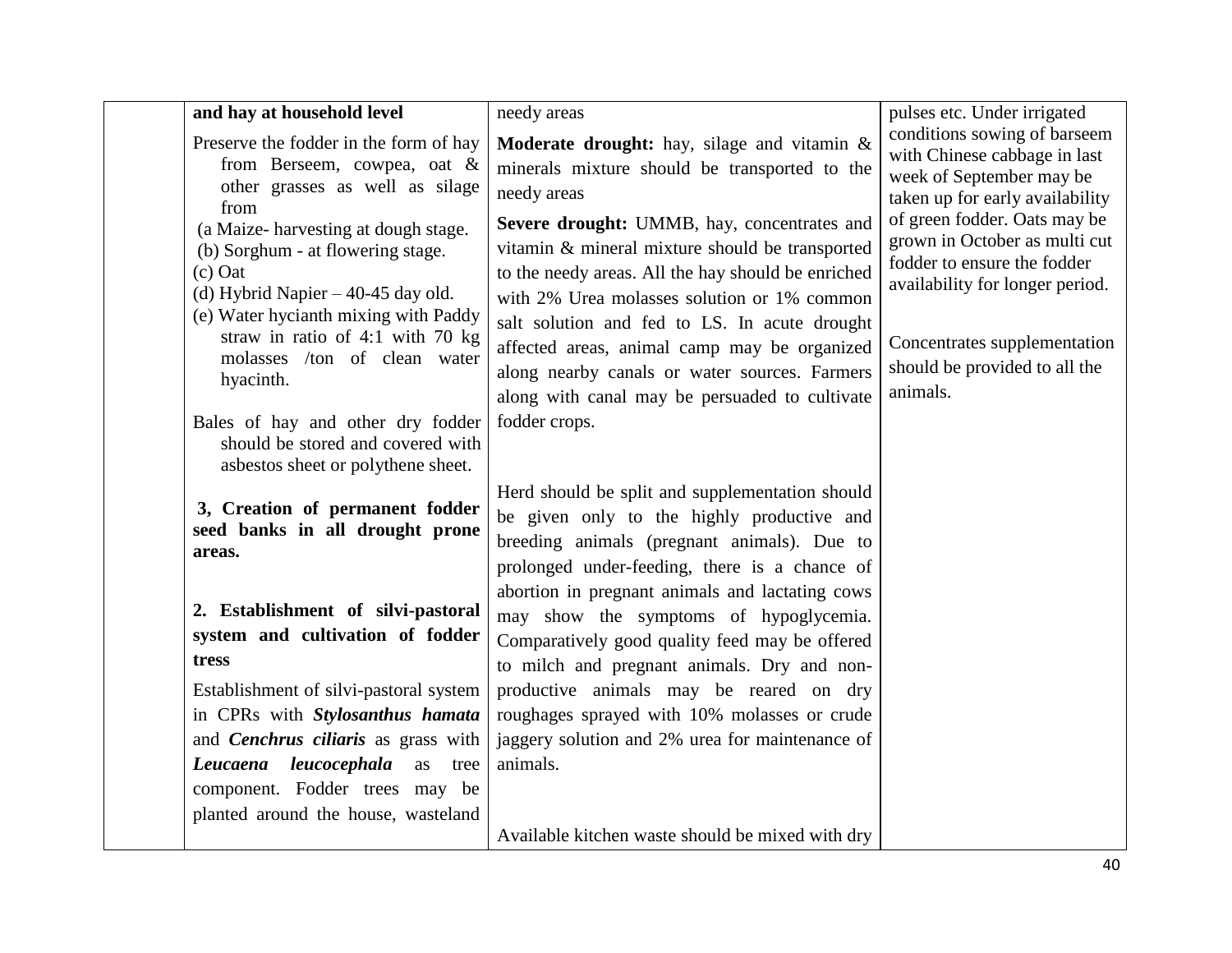|  | **and hay at household level**<br><br>Preserve the fodder in the form of hay from Berseem, cowpea, oat & other grasses as well as silage from<br>(a Maize- harvesting at dough stage.<br>(b) Sorghum - at flowering stage.<br>(c) Oat<br>(d) Hybrid Napier – 40-45 day old.<br>(e) Water hycianth mixing with Paddy straw in ratio of 4:1 with 70 kg molasses /ton of clean water hyacinth.<br><br>Bales of hay and other dry fodder should be stored and covered with asbestos sheet or polythene sheet.<br><br>**3, Creation of permanent fodder seed banks in all drought prone areas.**<br><br>**2. Establishment of silvi-pastoral system and cultivation of fodder tress**<br><br>Establishment of silvi-pastoral system in CPRs with ***Stylosanthus hamata*** and ***Cenchrus ciliaris*** as grass with ***Leucaena leucocephala*** as tree component. Fodder trees may be planted around the house, wasteland | needy areas<br><br>**Moderate drought:** hay, silage and vitamin & minerals mixture should be transported to the needy areas<br><br>**Severe drought:** UMMB, hay, concentrates and vitamin & mineral mixture should be transported to the needy areas. All the hay should be enriched with 2% Urea molasses solution or 1% common salt solution and fed to LS. In acute drought affected areas, animal camp may be organized along nearby canals or water sources. Farmers along with canal may be persuaded to cultivate fodder crops.<br><br>Herd should be split and supplementation should be given only to the highly productive and breeding animals (pregnant animals). Due to prolonged under-feeding, there is a chance of abortion in pregnant animals and lactating cows may show the symptoms of hypoglycemia. Comparatively good quality feed may be offered to milch and pregnant animals. Dry and non-productive animals may be reared on dry roughages sprayed with 10% molasses or crude jaggery solution and 2% urea for maintenance of animals.<br><br>Available kitchen waste should be mixed with dry | pulses etc. Under irrigated conditions sowing of barseem with Chinese cabbage in last week of September may be taken up for early availability of green fodder. Oats may be grown in October as multi cut fodder to ensure the fodder availability for longer period.<br><br>Concentrates supplementation should be provided to all the animals. |
|---|---|---|---|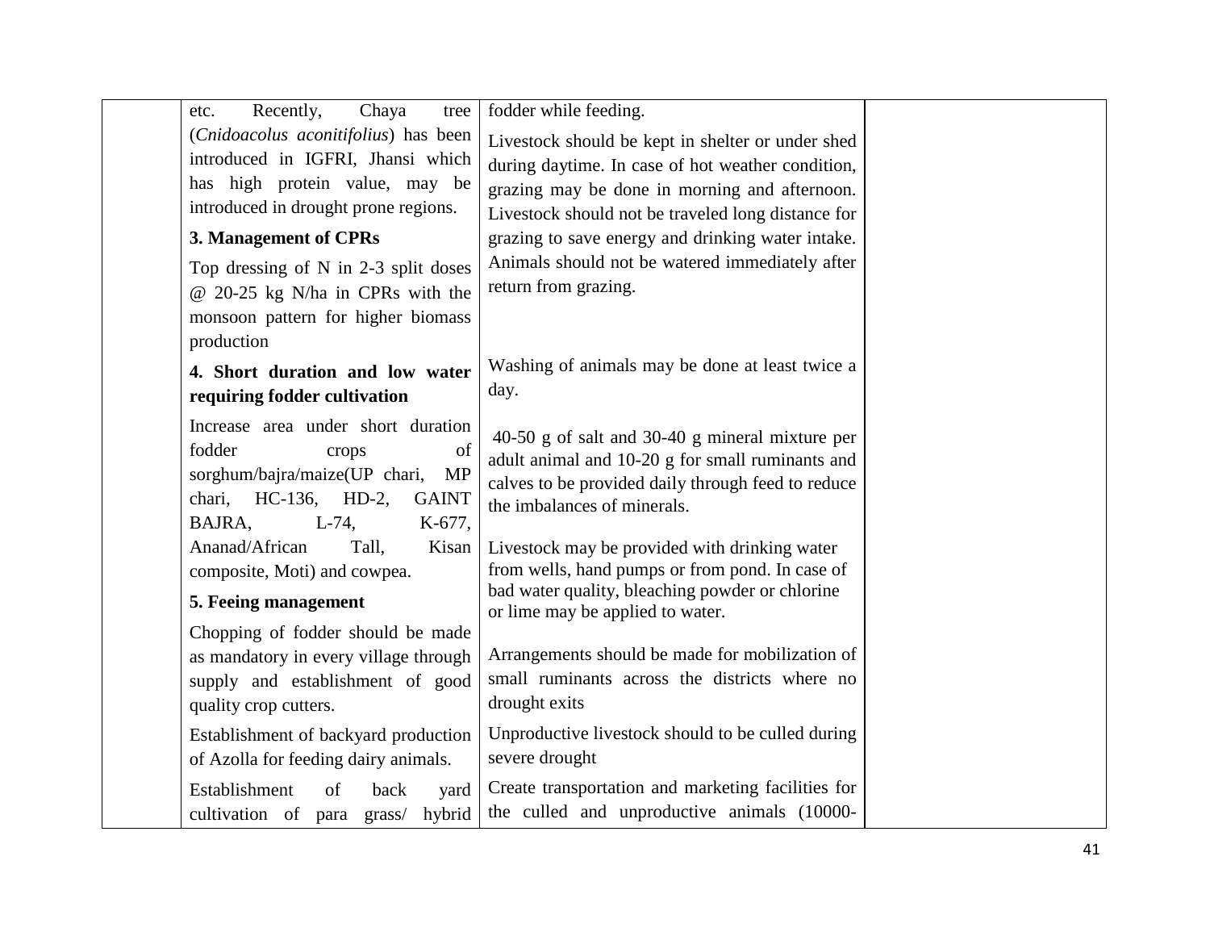| | | | |
|---|---|---|---|
| | etc. Recently, Chaya tree (*Cnidoacolus aconitifolius*) has been introduced in IGFRI, Jhansi which has high protein value, may be introduced in drought prone regions.<br><br>**3. Management of CPRs**<br><br>Top dressing of N in 2-3 split doses @ 20-25 kg N/ha in CPRs with the monsoon pattern for higher biomass production<br><br>**4. Short duration and low water requiring fodder cultivation**<br><br>Increase area under short duration fodder crops of sorghum/bajra/maize(UP chari, MP chari, HC-136, HD-2, GAINT BAJRA, L-74, K-677, Ananad/African Tall, Kisan composite, Moti) and cowpea.<br><br>**5. Feeing management**<br><br>Chopping of fodder should be made as mandatory in every village through supply and establishment of good quality crop cutters.<br><br>Establishment of backyard production of Azolla for feeding dairy animals.<br><br>Establishment of back yard cultivation of para grass/ hybrid | fodder while feeding.<br><br>Livestock should be kept in shelter or under shed during daytime. In case of hot weather condition, grazing may be done in morning and afternoon. Livestock should not be traveled long distance for grazing to save energy and drinking water intake. Animals should not be watered immediately after return from grazing.<br><br>Washing of animals may be done at least twice a day.<br><br>40-50 g of salt and 30-40 g mineral mixture per adult animal and 10-20 g for small ruminants and calves to be provided daily through feed to reduce the imbalances of minerals.<br><br>Livestock may be provided with drinking water from wells, hand pumps or from pond. In case of bad water quality, bleaching powder or chlorine or lime may be applied to water.<br><br>Arrangements should be made for mobilization of small ruminants across the districts where no drought exits<br><br>Unproductive livestock should to be culled during severe drought<br><br>Create transportation and marketing facilities for the culled and unproductive animals (10000- | |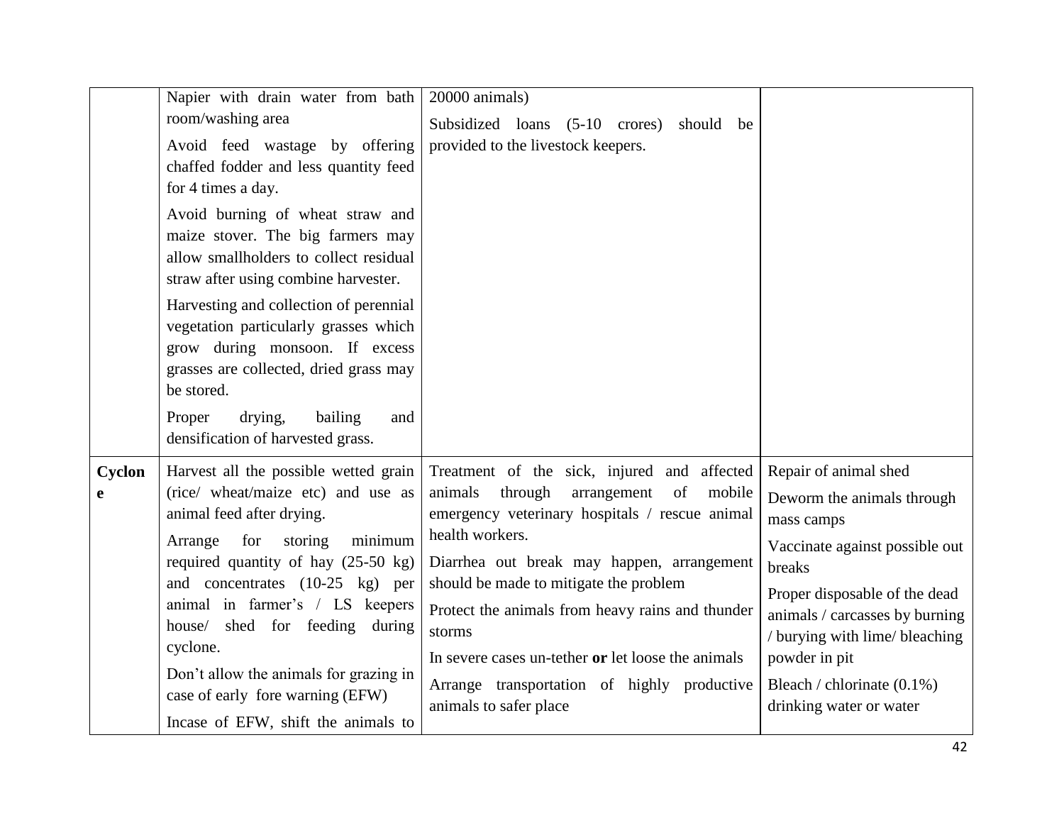| | | | |
|---|---|---|---|
| | Napier with drain water from bath room/washing area<br>Avoid feed wastage by offering chaffed fodder and less quantity feed for 4 times a day.<br>Avoid burning of wheat straw and maize stover. The big farmers may allow smallholders to collect residual straw after using combine harvester.<br>Harvesting and collection of perennial vegetation particularly grasses which grow during monsoon. If excess grasses are collected, dried grass may be stored.<br>Proper drying, bailing and densification of harvested grass. | 20000 animals)<br>Subsidized loans (5-10 crores) should be provided to the livestock keepers. | |
| **Cyclone** | Harvest all the possible wetted grain (rice/ wheat/maize etc) and use as animal feed after drying.<br>Arrange for storing minimum required quantity of hay (25-50 kg) and concentrates (10-25 kg) per animal in farmer's / LS keepers house/ shed for feeding during cyclone.<br>Don't allow the animals for grazing in case of early fore warning (EFW)<br>Incase of EFW, shift the animals to | Treatment of the sick, injured and affected animals through arrangement of mobile emergency veterinary hospitals / rescue animal health workers.<br>Diarrhea out break may happen, arrangement should be made to mitigate the problem<br>Protect the animals from heavy rains and thunder storms<br>In severe cases un-tether **or** let loose the animals<br>Arrange transportation of highly productive animals to safer place | Repair of animal shed<br>Deworm the animals through mass camps<br>Vaccinate against possible out breaks<br>Proper disposable of the dead animals / carcasses by burning / burying with lime/ bleaching powder in pit<br>Bleach / chlorinate (0.1%) drinking water or water |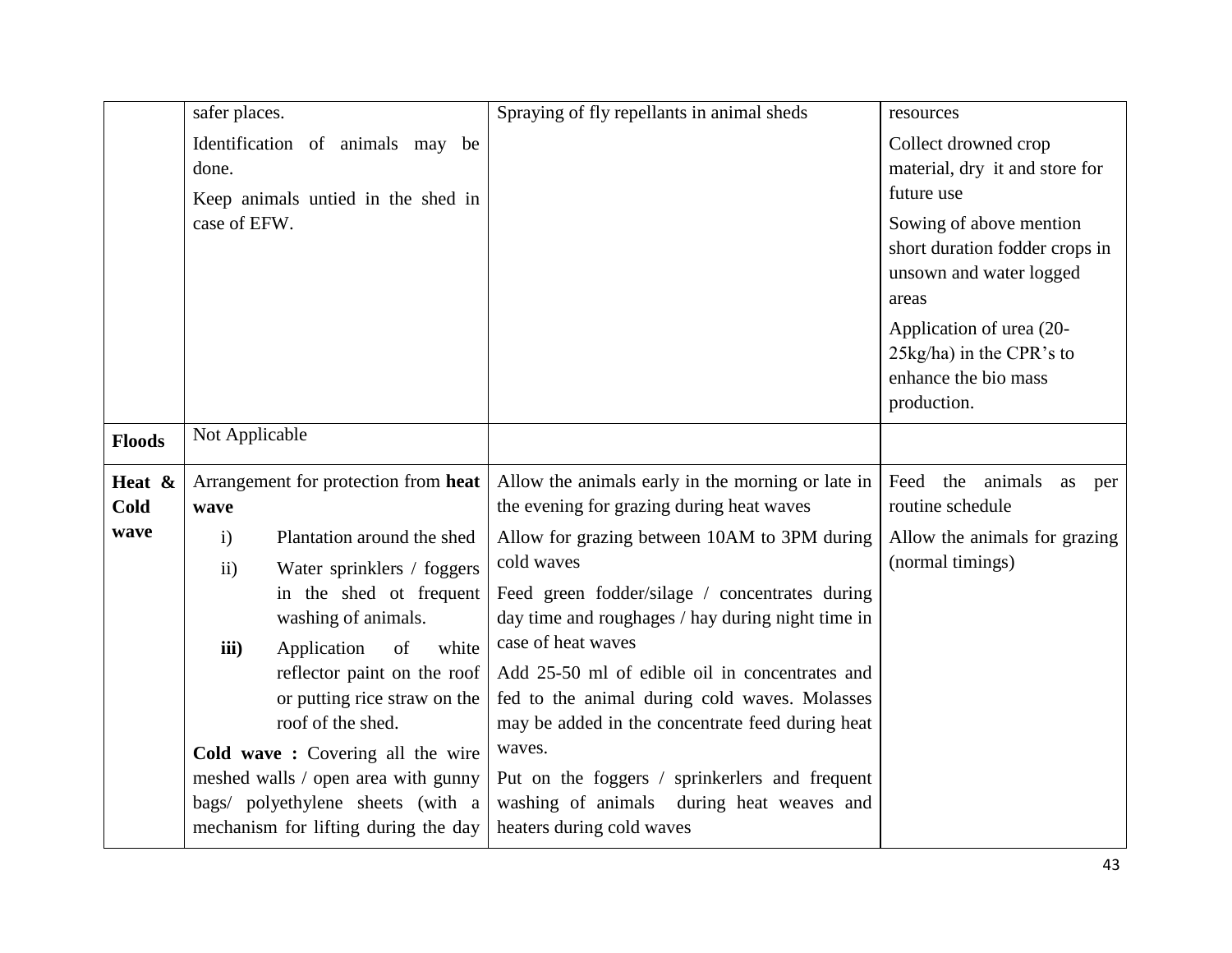|  |  |  |  |
|---|---|---|---|
|  | safer places.<br>Identification of animals may be done.<br>Keep animals untied in the shed in case of EFW. | Spraying of fly repellants in animal sheds | resources<br>Collect drowned crop material, dry it and store for future use<br>Sowing of above mention short duration fodder crops in unsown and water logged areas<br>Application of urea (20-25kg/ha) in the CPR's to enhance the bio mass production. |
| **Floods** | Not Applicable |  |  |
| **Heat & Cold wave** | Arrangement for protection from **heat wave**<br>i) Plantation around the shed<br>ii) Water sprinklers / foggers in the shed ot frequent washing of animals.<br>**iii)** Application of white reflector paint on the roof or putting rice straw on the roof of the shed.<br>**Cold wave :** Covering all the wire meshed walls / open area with gunny bags/ polyethylene sheets (with a mechanism for lifting during the day | Allow the animals early in the morning or late in the evening for grazing during heat waves<br>Allow for grazing between 10AM to 3PM during cold waves<br>Feed green fodder/silage / concentrates during day time and roughages / hay during night time in case of heat waves<br>Add 25-50 ml of edible oil in concentrates and fed to the animal during cold waves. Molasses may be added in the concentrate feed during heat waves.<br>Put on the foggers / sprinkerlers and frequent washing of animals during heat weaves and heaters during cold waves | Feed the animals as per routine schedule<br>Allow the animals for grazing (normal timings) |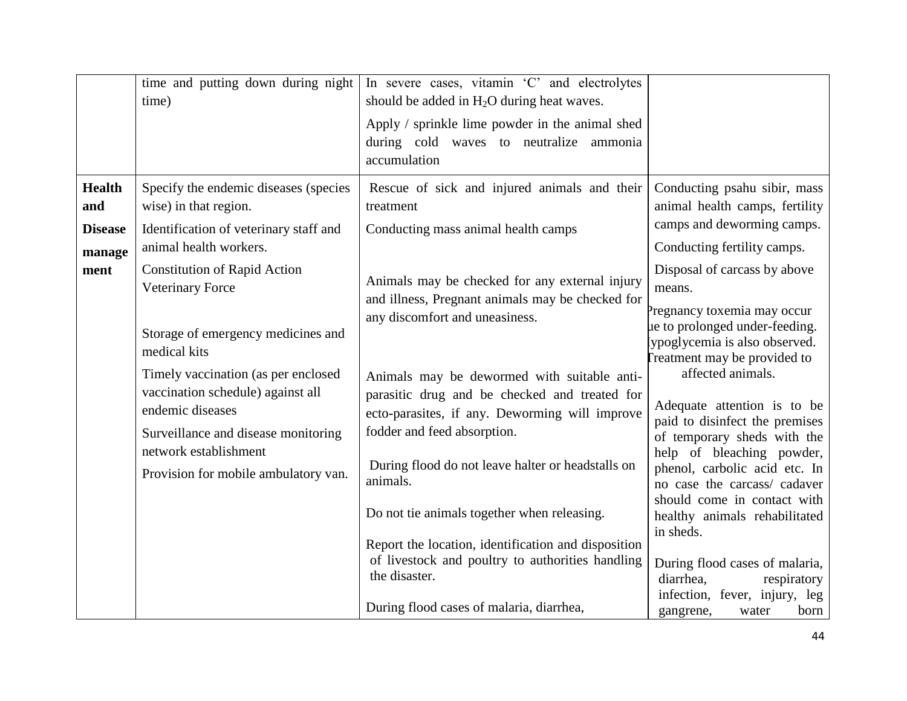| | | | |
|---|---|---|---|
| | time and putting down during night time) | In severe cases, vitamin ‘C’ and electrolytes should be added in $H_2O$ during heat waves.<br><br>Apply / sprinkle lime powder in the animal shed during cold waves to neutralize ammonia accumulation | |
| **Health and Disease management** | Specify the endemic diseases (species wise) in that region.<br><br>Identification of veterinary staff and animal health workers.<br><br>Constitution of Rapid Action Veterinary Force<br><br>Storage of emergency medicines and medical kits<br><br>Timely vaccination (as per enclosed vaccination schedule) against all endemic diseases<br><br>Surveillance and disease monitoring network establishment<br><br>Provision for mobile ambulatory van. | Rescue of sick and injured animals and their treatment<br><br>Conducting mass animal health camps<br><br>Animals may be checked for any external injury and illness, Pregnant animals may be checked for any discomfort and uneasiness.<br><br>Animals may be dewormed with suitable anti-parasitic drug and be checked and treated for ecto-parasites, if any. Deworming will improve fodder and feed absorption.<br><br>During flood do not leave halter or headstalls on animals.<br><br>Do not tie animals together when releasing.<br><br>Report the location, identification and disposition of livestock and poultry to authorities handling the disaster.<br><br>During flood cases of malaria, diarrhea, | Conducting psahu sibir, mass animal health camps, fertility camps and deworming camps.<br><br>Conducting fertility camps.<br><br>Disposal of carcass by above means.<br><br>Pregnancy toxemia may occur due to prolonged under-feeding. Hypoglycemia is also observed. Treatment may be provided to affected animals.<br><br>Adequate attention is to be paid to disinfect the premises of temporary sheds with the help of bleaching powder, phenol, carbolic acid etc. In no case the carcass/ cadaver should come in contact with healthy animals rehabilitated in sheds.<br><br>During flood cases of malaria, diarrhea, respiratory infection, fever, injury, leg gangrene, water born |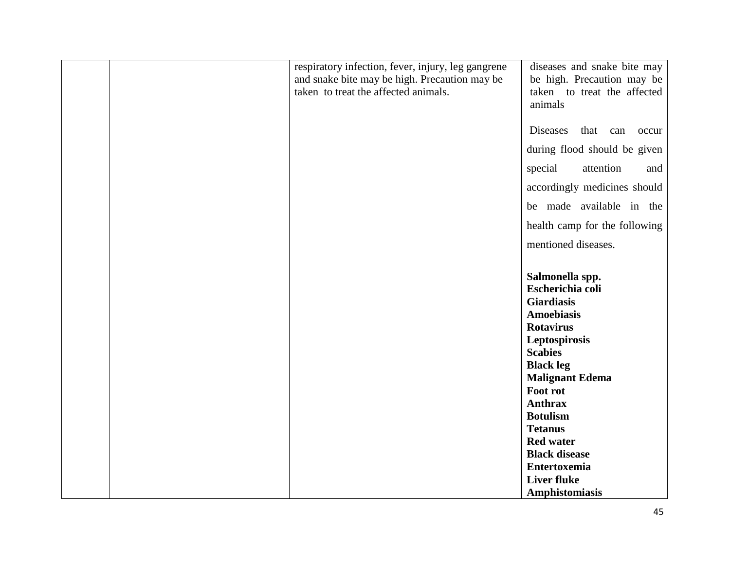|  |  |  |  |
|---|---|---|---|
|  |  | respiratory infection, fever, injury, leg gangrene and snake bite may be high. Precaution may be taken to treat the affected animals. | diseases and snake bite may be high. Precaution may be taken to treat the affected animals<br><br>Diseases that can occur during flood should be given special attention and accordingly medicines should be made available in the health camp for the following mentioned diseases.<br><br>**Salmonella spp.**<br>**Escherichia coli**<br>**Giardiasis**<br>**Amoebiasis**<br>**Rotavirus**<br>**Leptospirosis**<br>**Scabies**<br>**Black leg**<br>**Malignant Edema**<br>**Foot rot**<br>**Anthrax**<br>**Botulism**<br>**Tetanus**<br>**Red water**<br>**Black disease**<br>**Entertoxemia**<br>**Liver fluke**<br>**Amphistomiasis** |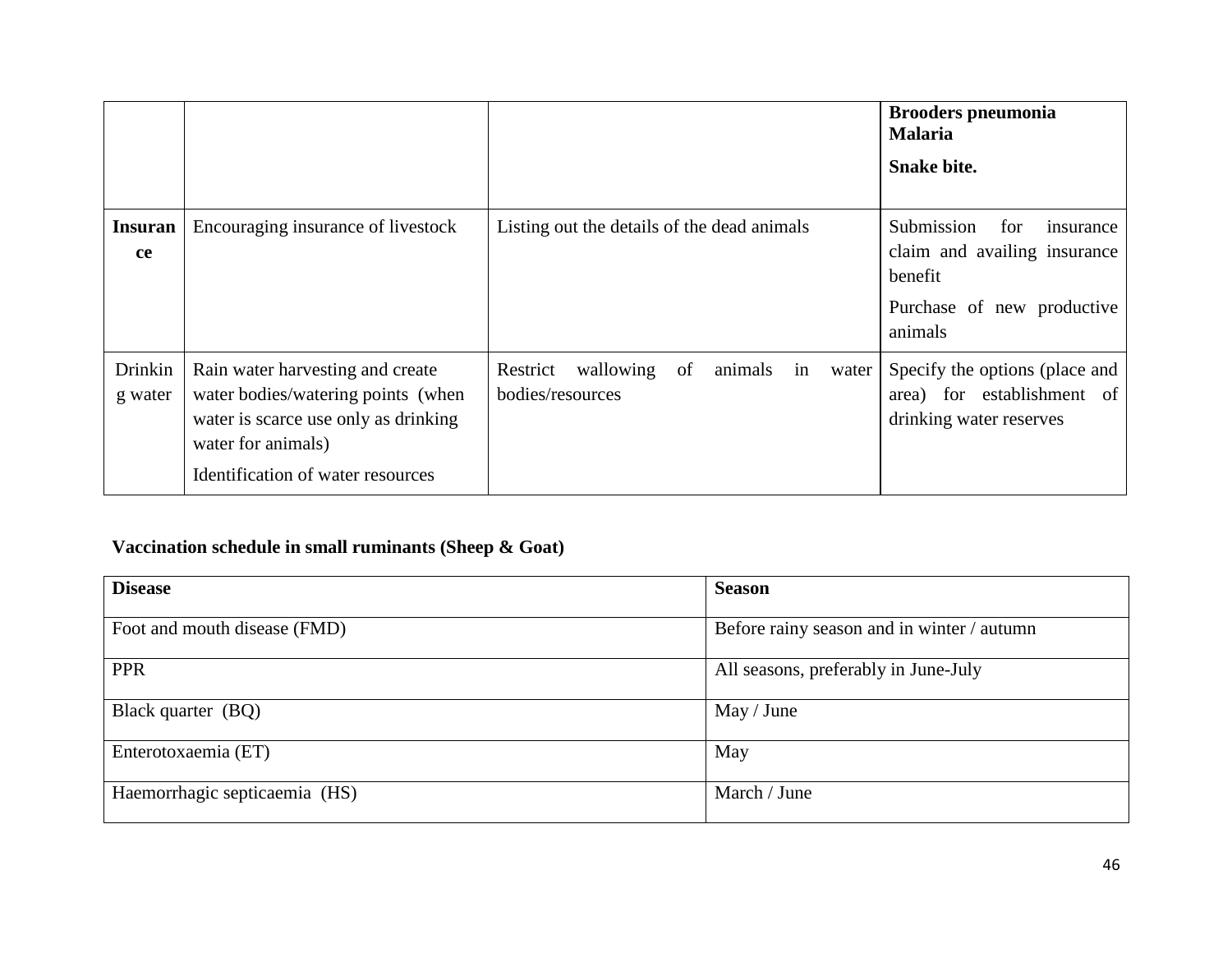|  |  |  | **Brooders pneumonia**<br>**Malaria**<br>**Snake bite.** |
|---|---|---|---|
| **Insurance** | Encouraging insurance of livestock | Listing out the details of the dead animals | Submission for insurance claim and availing insurance benefit<br>Purchase of new productive animals |
| Drinking water | Rain water harvesting and create water bodies/watering points (when water is scarce use only as drinking water for animals)<br>Identification of water resources | Restrict wallowing of animals in water bodies/resources | Specify the options (place and area) for establishment of drinking water reserves |

### Vaccination schedule in small ruminants (Sheep & Goat)

| **Disease** | **Season** |
|---|---|
| Foot and mouth disease (FMD) | Before rainy season and in winter / autumn |
| PPR | All seasons, preferably in June-July |
| Black quarter (BQ) | May / June |
| Enterotoxaemia (ET) | May |
| Haemorrhagic septicaemia (HS) | March / June |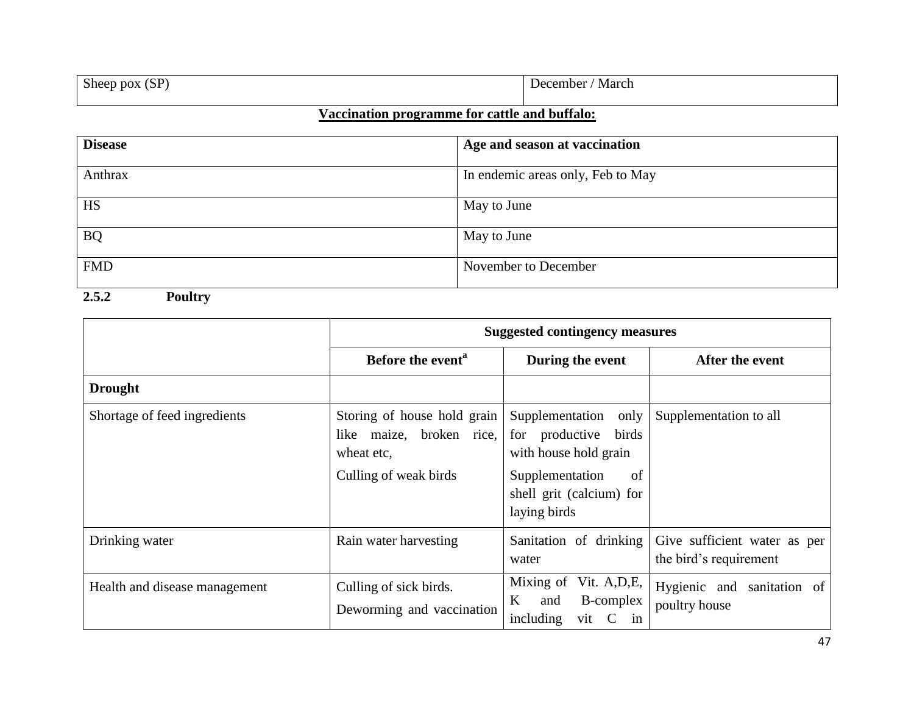| Sheep pox (SP) | December / March |
|---|---|

**Vaccination programme for cattle and buffalo:**

| Disease | Age and season at vaccination |
|---|---|
| Anthrax | In endemic areas only, Feb to May |
| HS | May to June |
| BQ | May to June |
| FMD | November to December |

### 2.5.2 Poultry

| | Suggested contingency measures | | |
|---|---|---|---|
| | **Before the event[a]** | **During the event** | **After the event** |
| **Drought** | | | |
| Shortage of feed ingredients | Storing of house hold grain like maize, broken rice, wheat etc,<br>Culling of weak birds | Supplementation only for productive birds with house hold grain<br>Supplementation of shell grit (calcium) for laying birds | Supplementation to all |
| Drinking water | Rain water harvesting | Sanitation of drinking water | Give sufficient water as per the bird's requirement |
| Health and disease management | Culling of sick birds.<br>Deworming and vaccination | Mixing of Vit. A,D,E, K and B-complex including vit C in | Hygienic and sanitation of poultry house |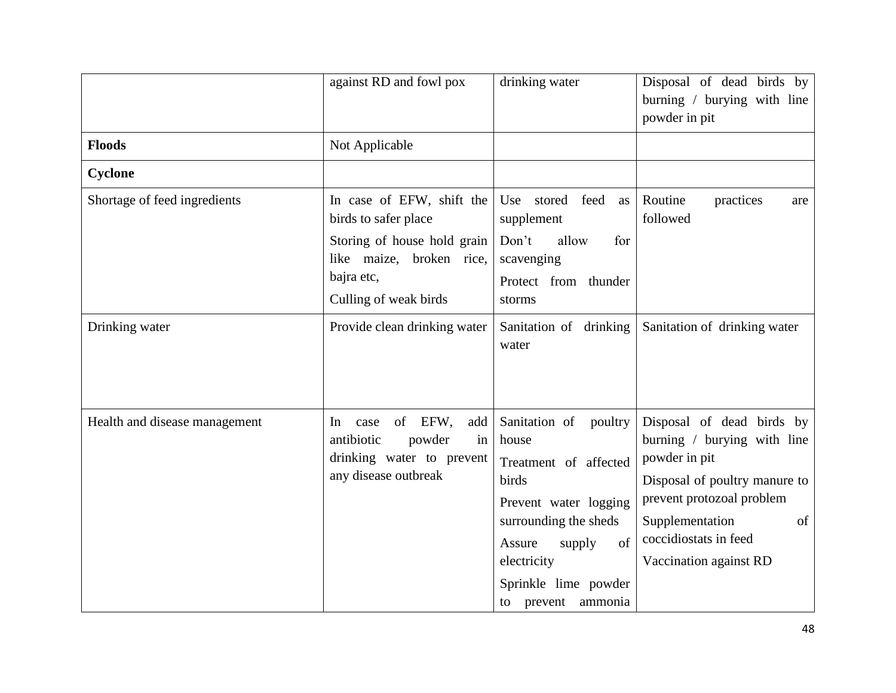| | | | |
|---|---|---|---|
| | against RD and fowl pox | drinking water | Disposal of dead birds by burning / burying with line powder in pit |
| **Floods** | Not Applicable | | |
| **Cyclone** | | | |
| Shortage of feed ingredients | In case of EFW, shift the birds to safer place<br>Storing of house hold grain like maize, broken rice, bajra etc,<br>Culling of weak birds | Use stored feed as supplement<br>Don't allow for scavenging<br>Protect from thunder storms | Routine practices are followed |
| Drinking water | Provide clean drinking water | Sanitation of drinking water | Sanitation of drinking water |
| Health and disease management | In case of EFW, add antibiotic powder in drinking water to prevent any disease outbreak | Sanitation of poultry house<br>Treatment of affected birds<br>Prevent water logging surrounding the sheds<br>Assure supply of electricity<br>Sprinkle lime powder to prevent ammonia | Disposal of dead birds by burning / burying with line powder in pit<br>Disposal of poultry manure to prevent protozoal problem<br>Supplementation of coccidiostats in feed<br>Vaccination against RD |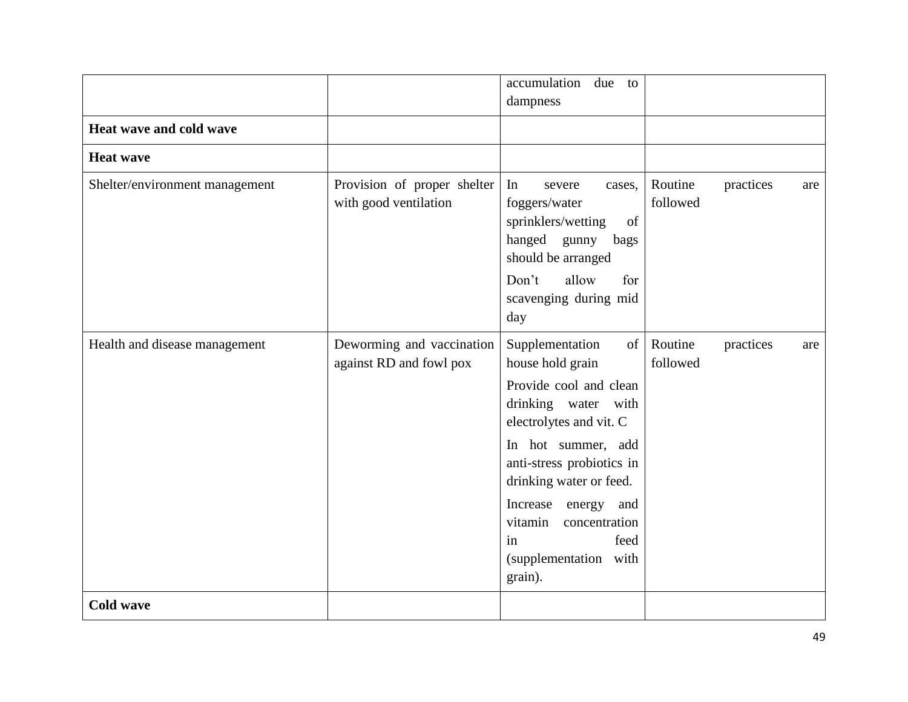| | | | |
|---|---|---|---|
| | | accumulation due to dampness | |
| **Heat wave and cold wave** | | | |
| **Heat wave** | | | |
| Shelter/environment management | Provision of proper shelter with good ventilation | In severe cases, foggers/water sprinklers/wetting of hanged gunny bags should be arranged<br><br>Don't allow for scavenging during mid day | Routine practices are followed |
| Health and disease management | Deworming and vaccination against RD and fowl pox | Supplementation of house hold grain<br><br>Provide cool and clean drinking water with electrolytes and vit. C<br><br>In hot summer, add anti-stress probiotics in drinking water or feed.<br><br>Increase energy and vitamin concentration in feed (supplementation with grain). | Routine practices are followed |
| **Cold wave** | | | |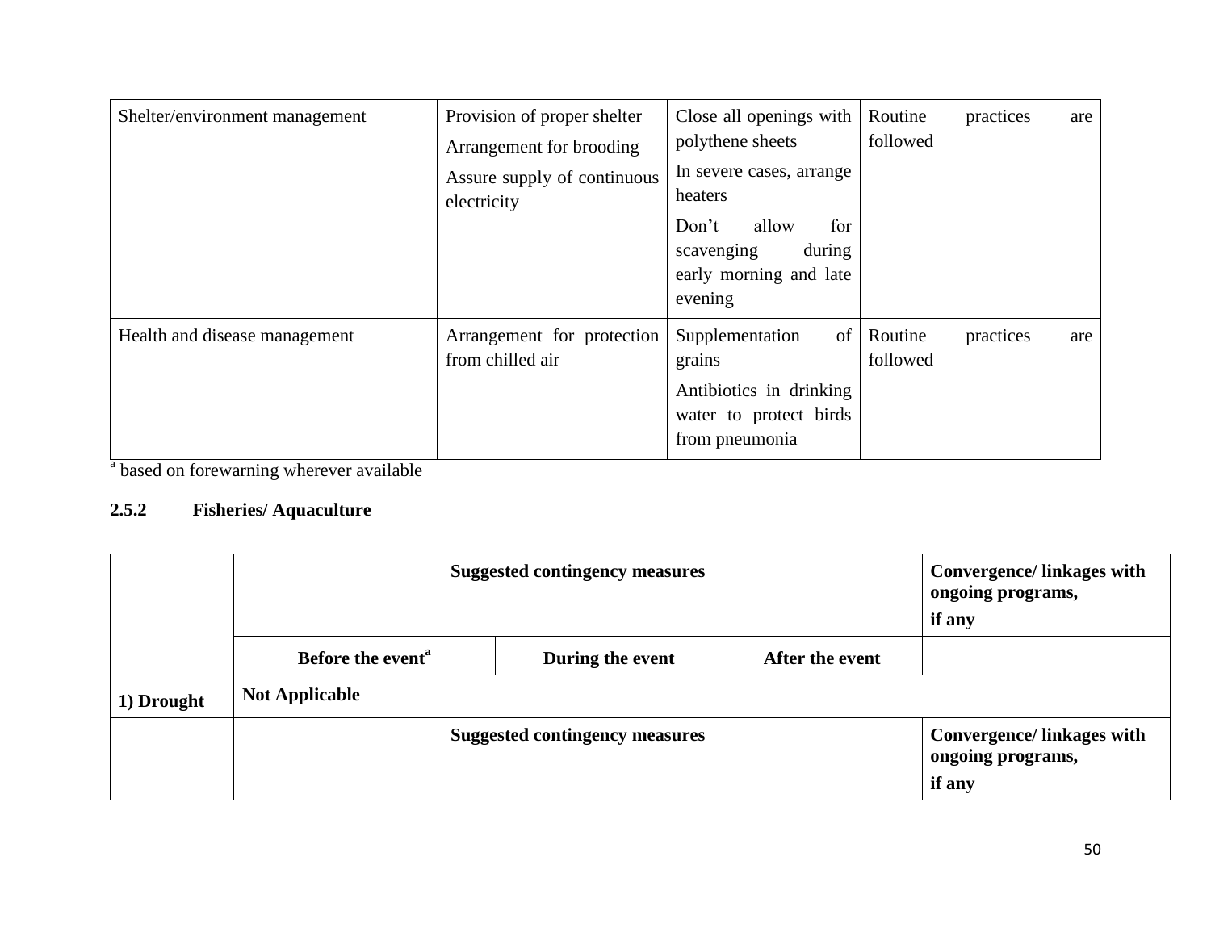| Shelter/environment management | Provision of proper shelter<br>Arrangement for brooding<br>Assure supply of continuous electricity | Close all openings with polythene sheets<br>In severe cases, arrange heaters<br>Don't allow for scavenging during early morning and late evening | Routine practices are followed |
|---|---|---|---|
| Health and disease management | Arrangement for protection from chilled air | Supplementation of grains<br>Antibiotics in drinking water to protect birds from pneumonia | Routine practices are followed |

[a] based on forewarning wherever available

### 2.5.2 Fisheries/ Aquaculture

| | Suggested contingency measures | | | Convergence/ linkages with ongoing programs, if any |
|---|---|---|---|---|
| | **Before the event[a]** | **During the event** | **After the event** | |
| **1) Drought** | **Not Applicable** | | | |
| | **Suggested contingency measures** | | | **Convergence/ linkages with ongoing programs, if any** |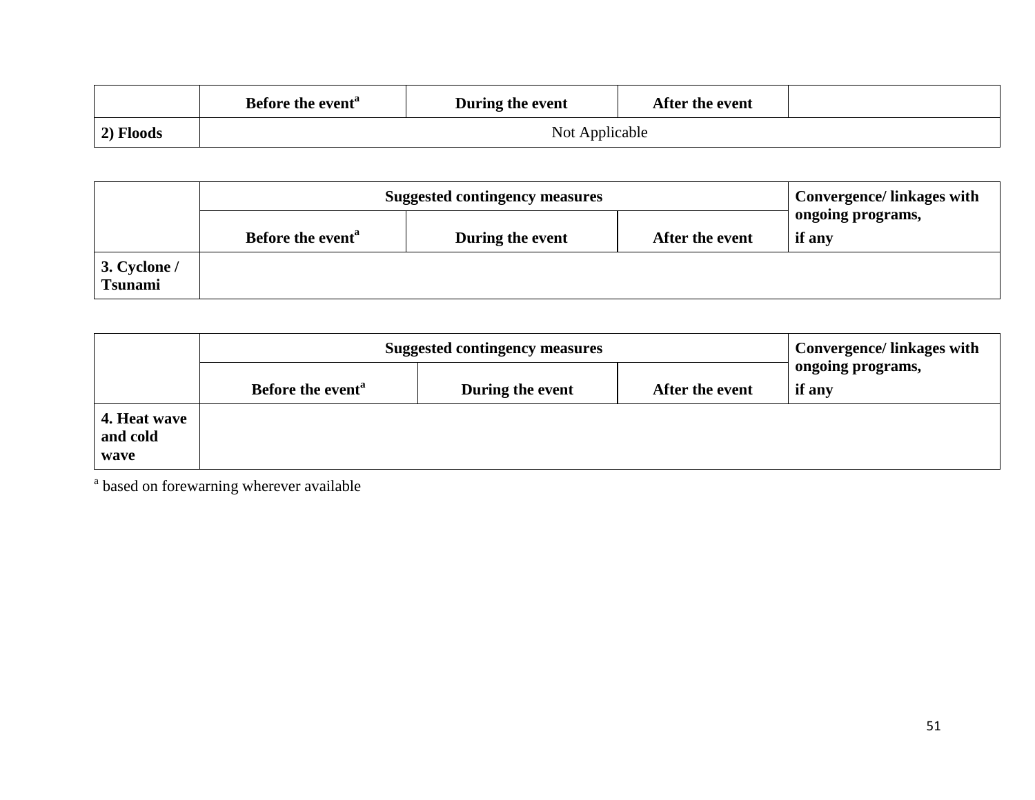| | Before the event[a] | During the event | After the event | |
|---|---|---|---|---|
| **2) Floods** | Not Applicable | | | |

| | Suggested contingency measures | | | Convergence/ linkages with ongoing programs, if any |
|---|---|---|---|---|
| | Before the event[a] | During the event | After the event | |
| **3. Cyclone / Tsunami** | | | | |

| | Suggested contingency measures | | | Convergence/ linkages with ongoing programs, if any |
|---|---|---|---|---|
| | Before the event[a] | During the event | After the event | |
| **4. Heat wave and cold wave** | | | | |

[a] based on forewarning wherever available